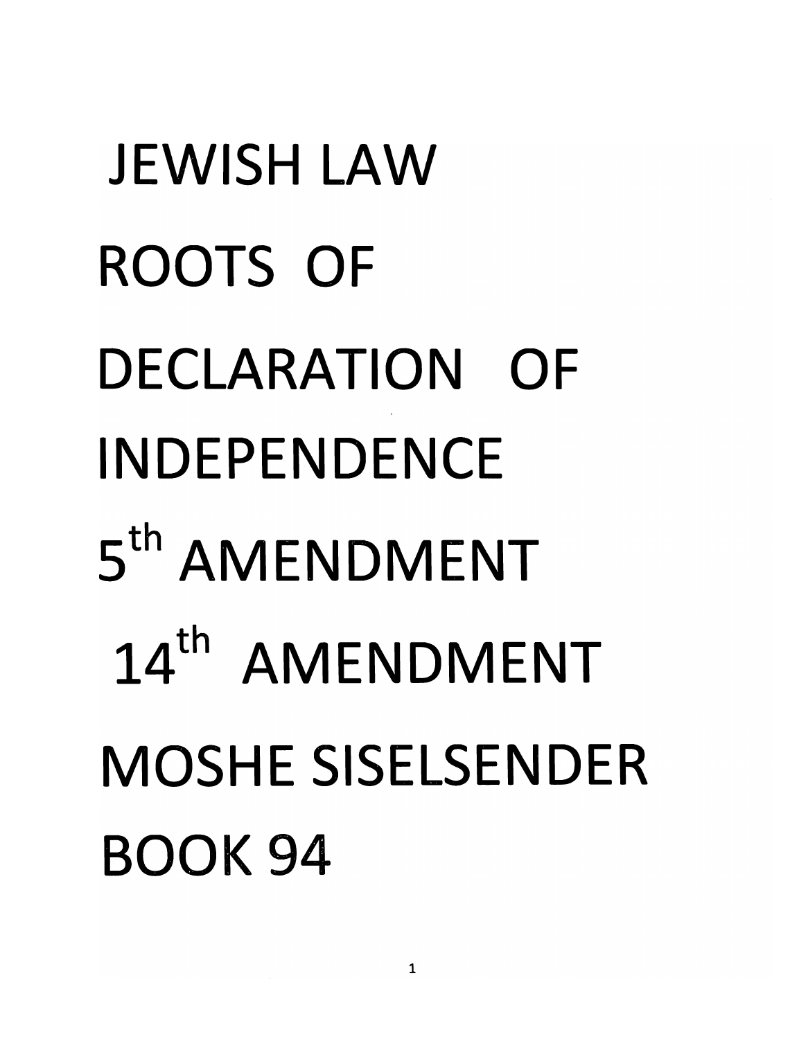# JEWISH LAW ROOTS OF DECLARATION OF INDEPENDENCE 5th AMENDMENT 14th AMENDMENT

## MOSHE SISELSENDER

## BOOK 94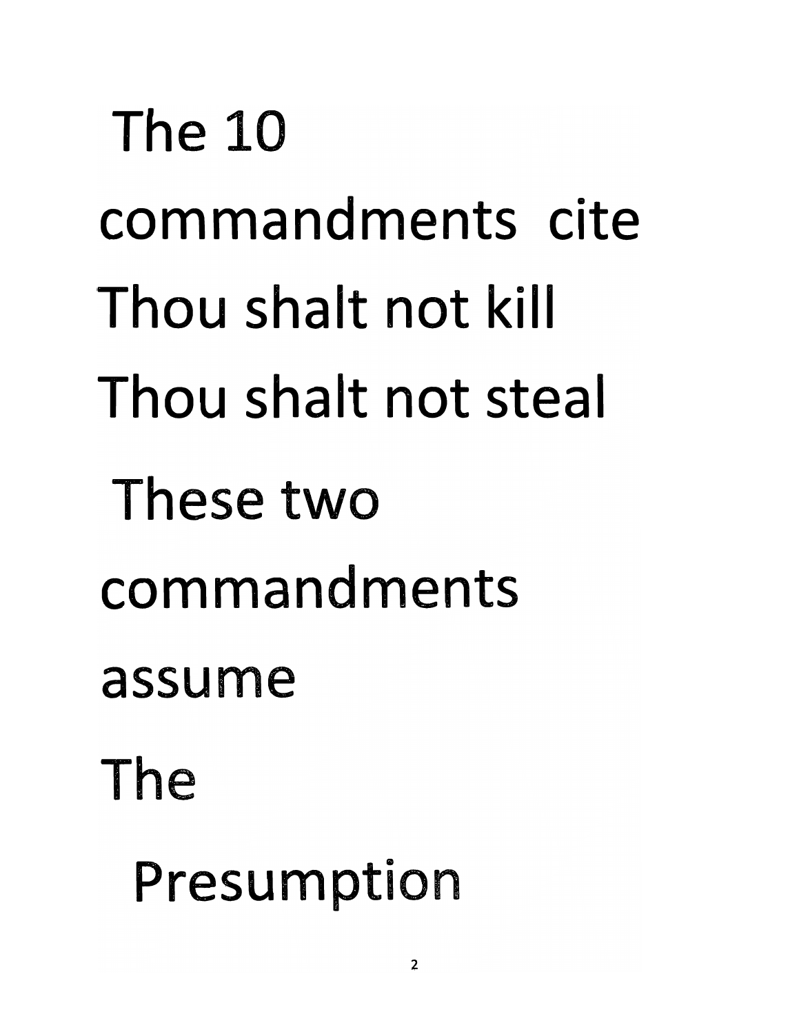The 10

commandments cite

Thou shalt not kill

Thou shalt not steal

These two

commandments

assume

The

Presumption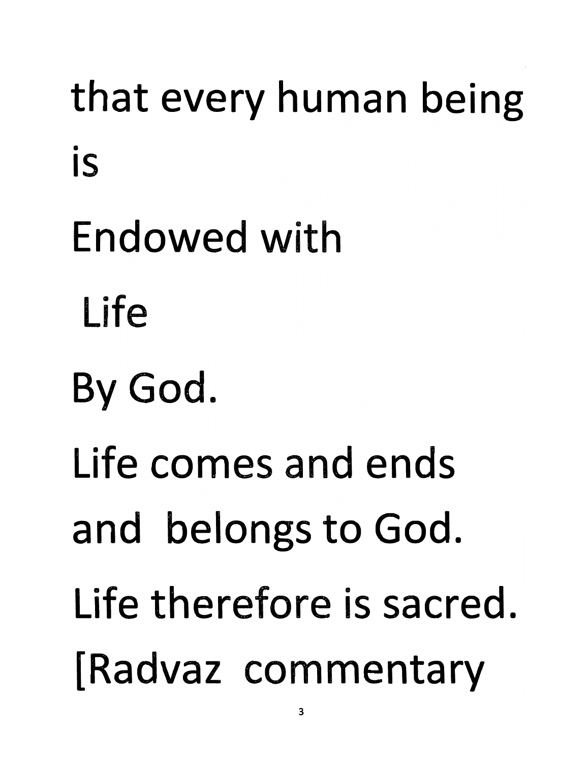that every human being is

Endowed with

Life

By God.

Life comes and ends and belongs to God.

Life therefore is sacred.

[Radvaz commentary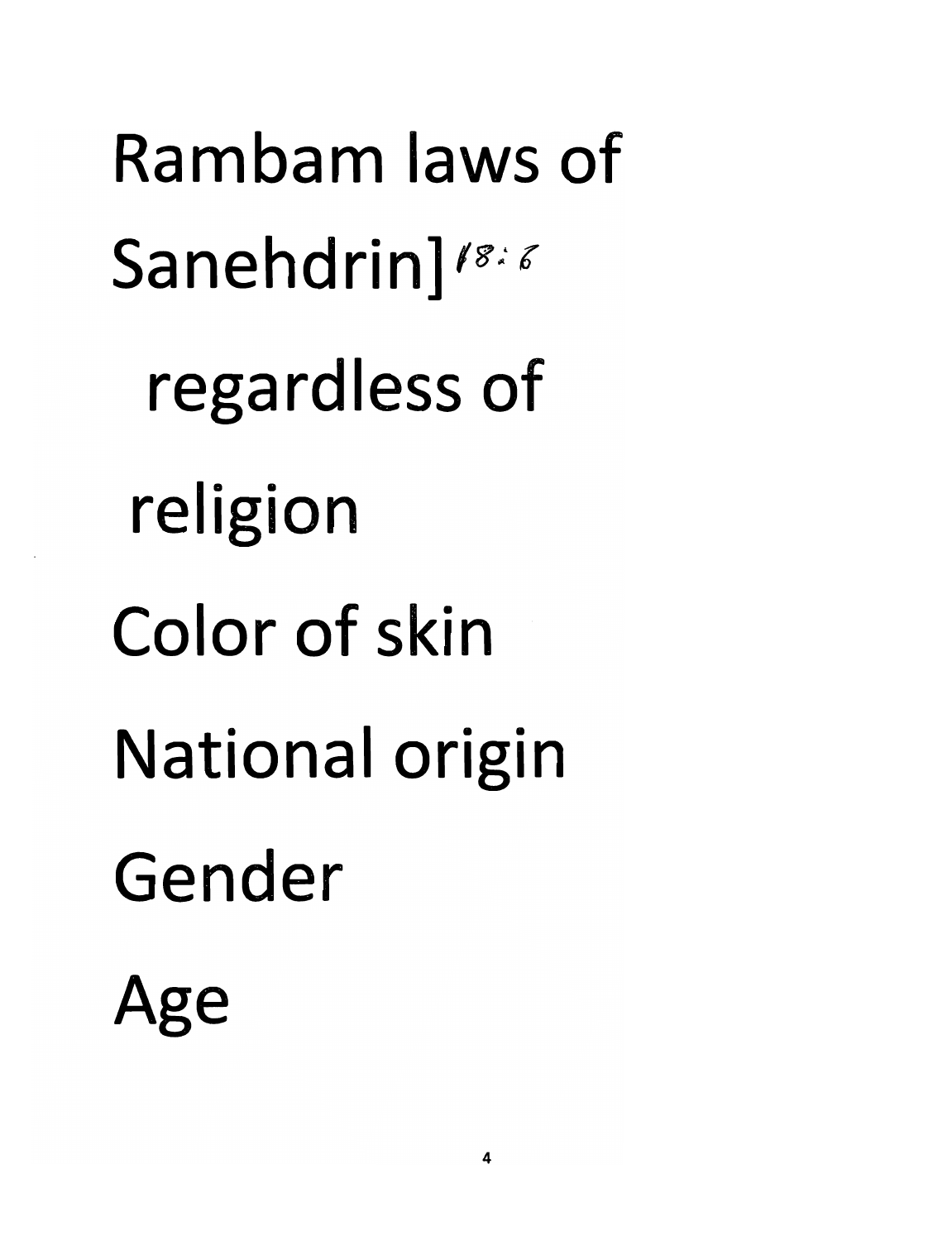Rambam laws of Sanehdrin] 18:6

regardless of religion

Color of skin

National origin

Gender

Age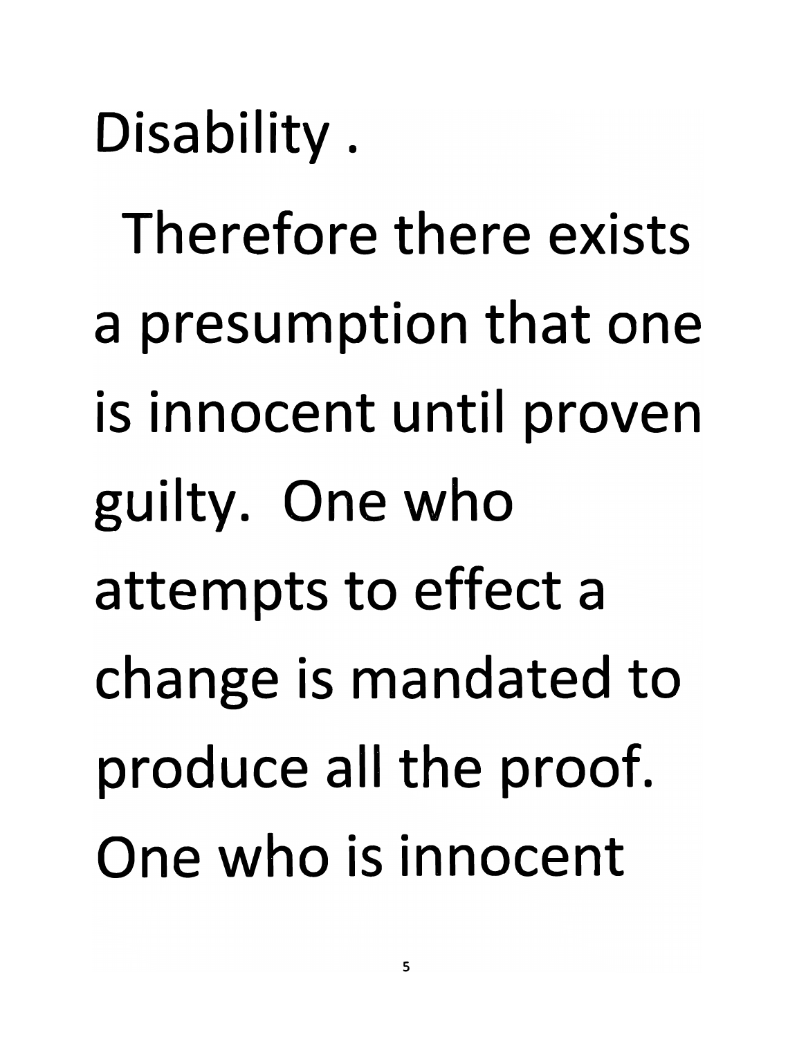Disability .

Therefore there exists a presumption that one is innocent until proven guilty. One who attempts to effect a change is mandated to produce all the proof. One who is innocent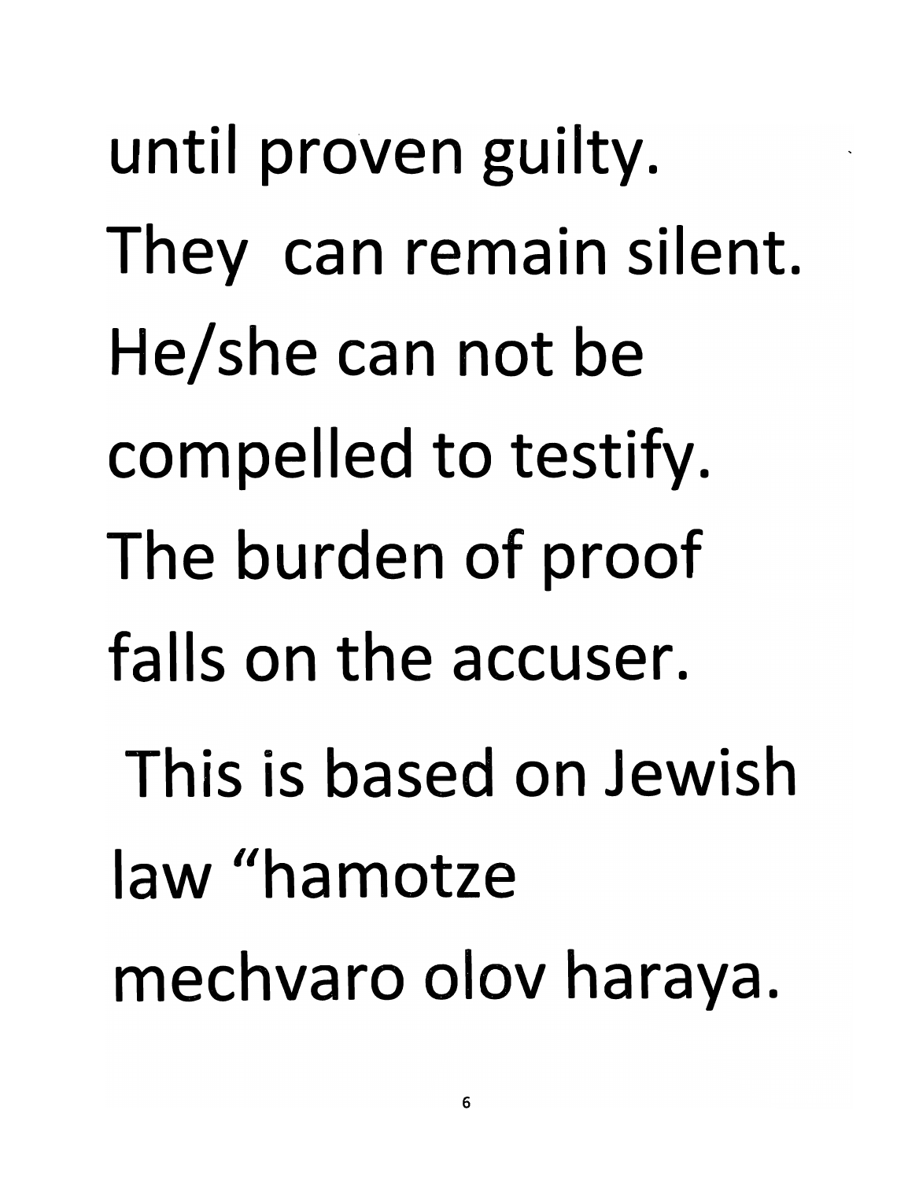until proven guilty.
They  can remain silent.
He/she can not be
compelled to testify.
The burden of proof
falls on the accuser.
This is based on Jewish
law "hamotze
mechvaro olov haraya.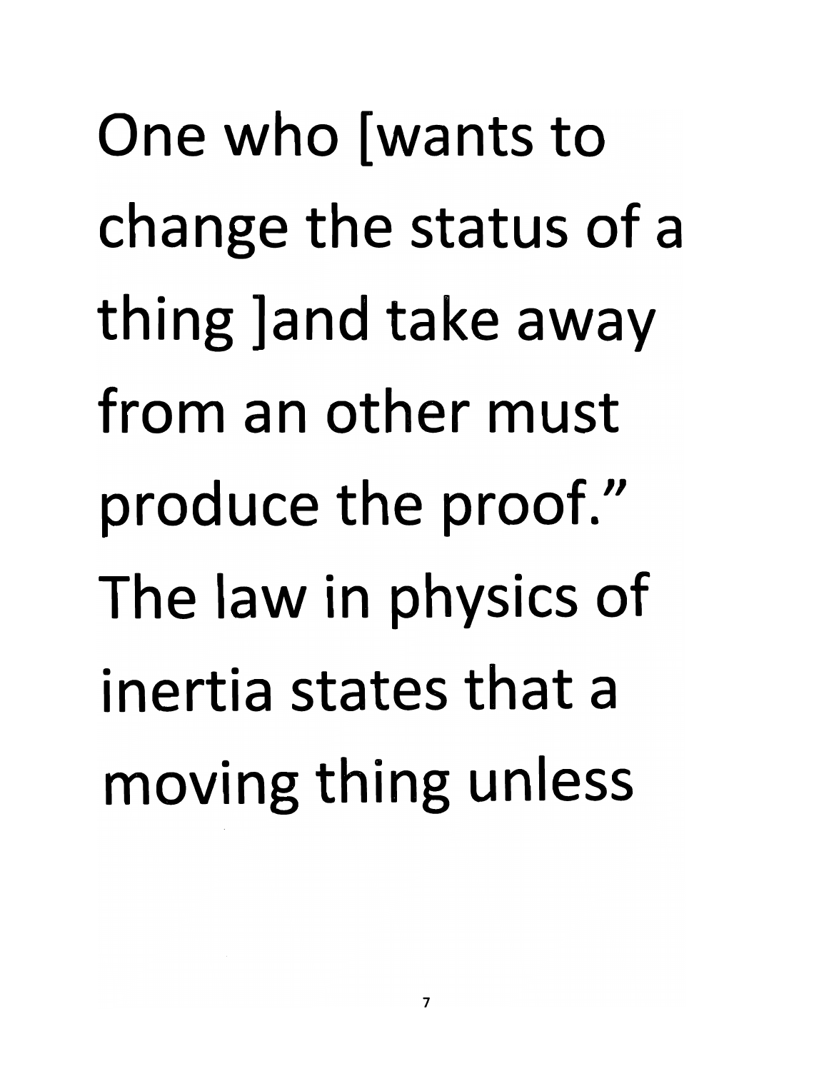One who [wants to change the status of a thing ]and take away from an other must produce the proof." The law in physics of inertia states that a moving thing unless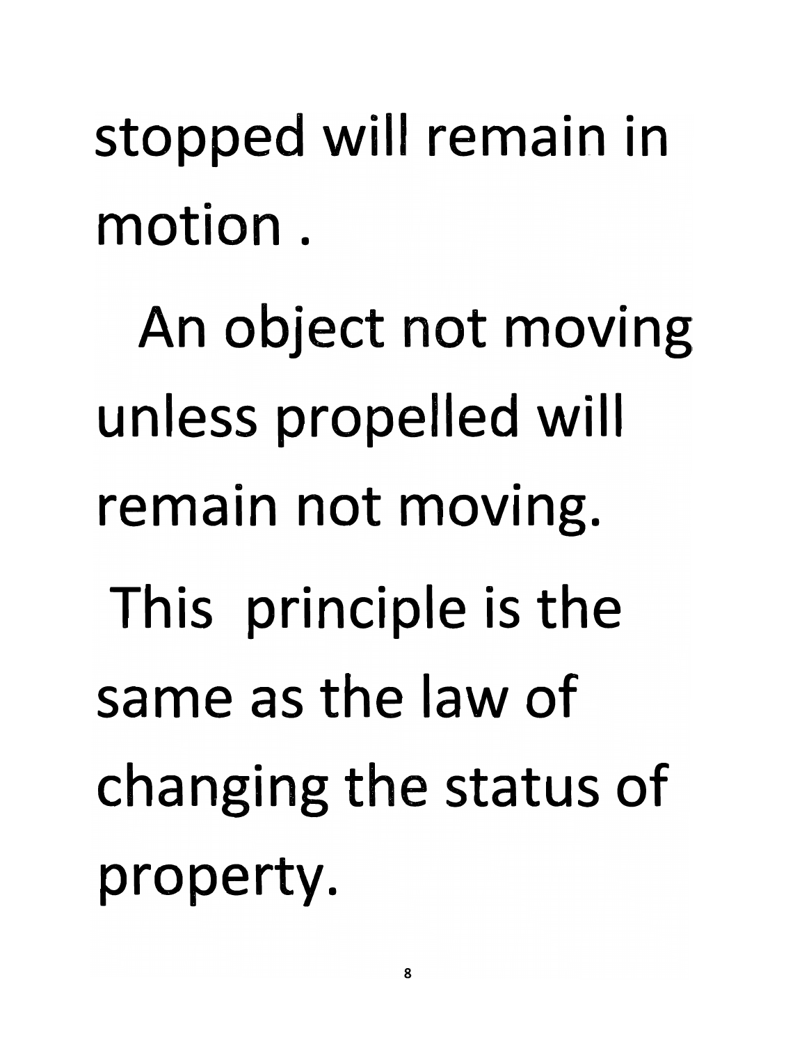stopped will remain in motion .

An object not moving unless propelled will remain not moving.

This principle is the same as the law of changing the status of property.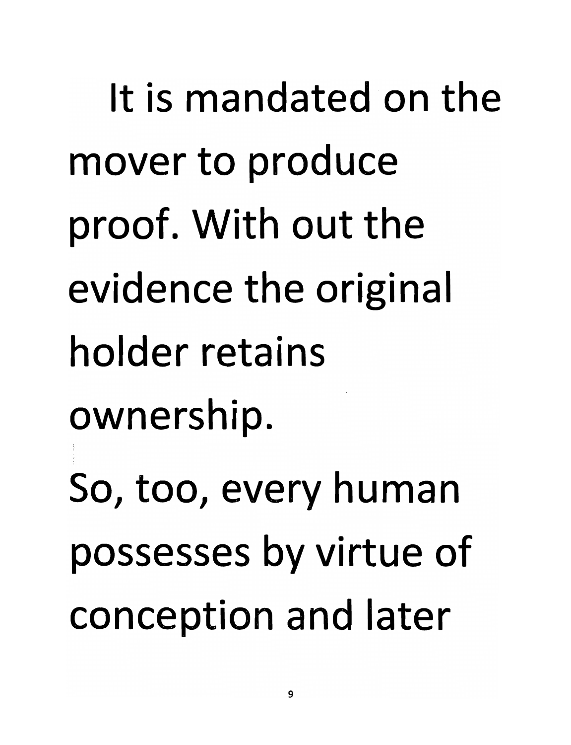It is mandated on the mover to produce proof. With out the evidence the original holder retains ownership.

So, too, every human possesses by virtue of conception and later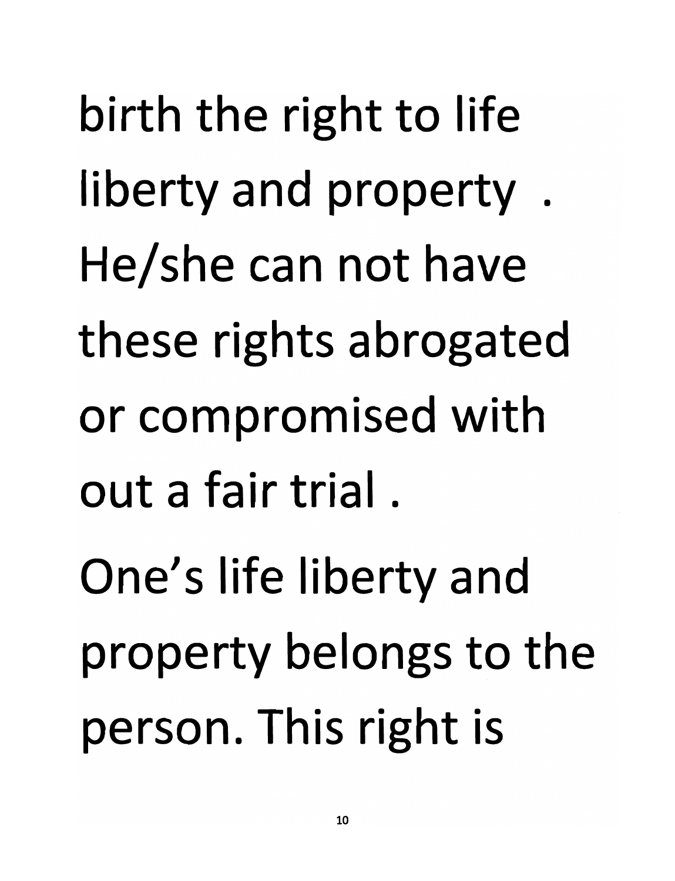birth the right to life liberty and property . He/she can not have these rights abrogated or compromised with out a fair trial .

One's life liberty and property belongs to the person. This right is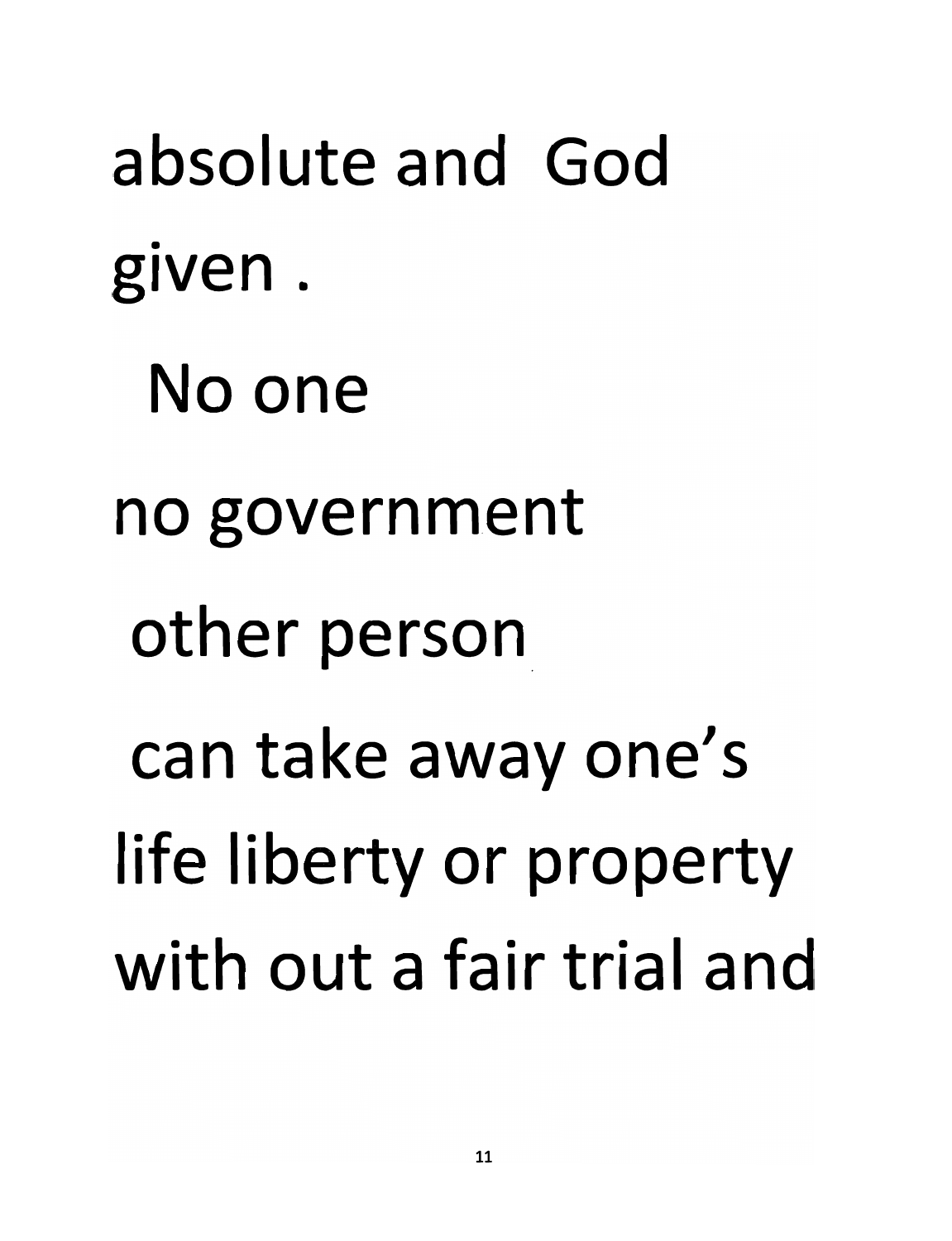absolute and God given .

No one

no government

other person

can take away one's life liberty or property with out a fair trial and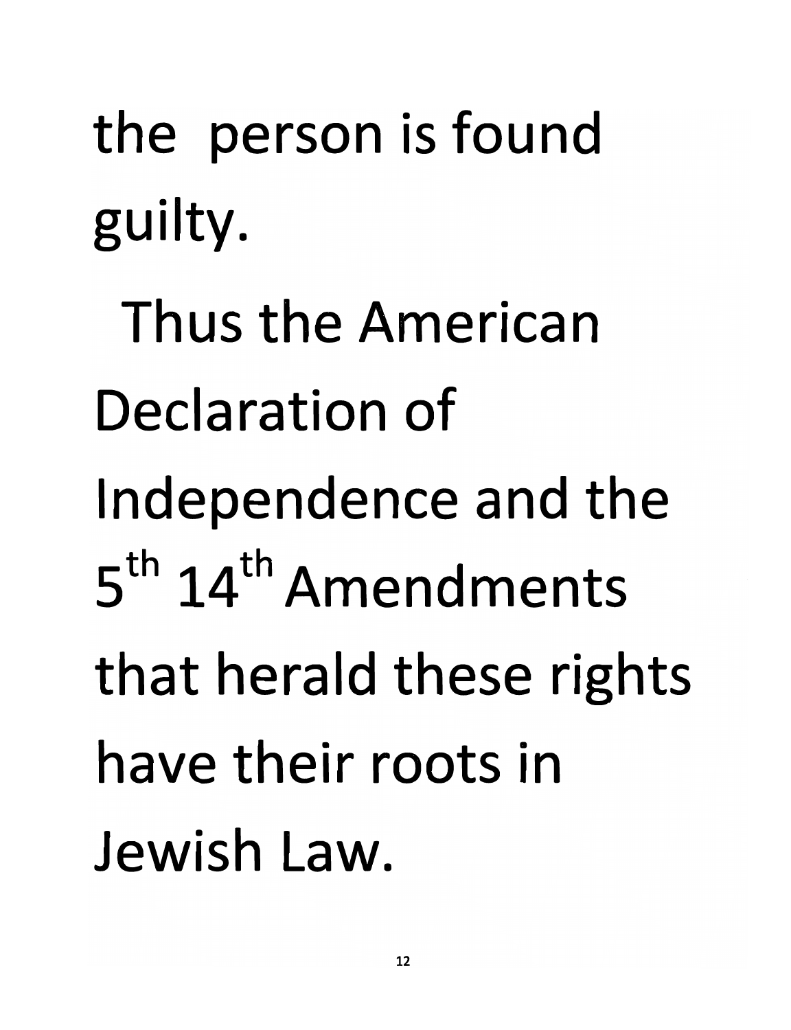the person is found guilty.

Thus the American Declaration of Independence and the 5th 14th Amendments that herald these rights have their roots in Jewish Law.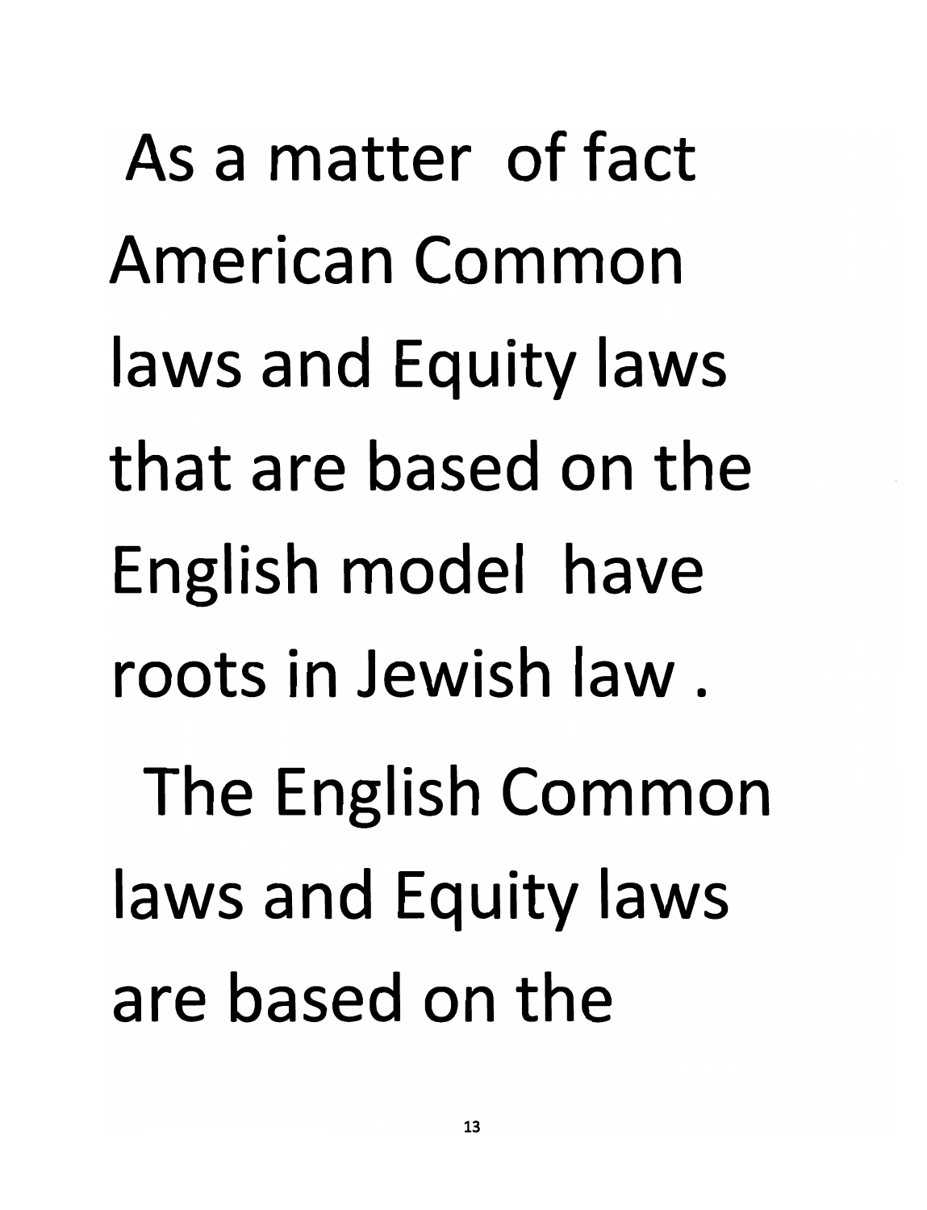As a matter of fact American Common laws and Equity laws that are based on the English model have roots in Jewish law .

The English Common laws and Equity laws are based on the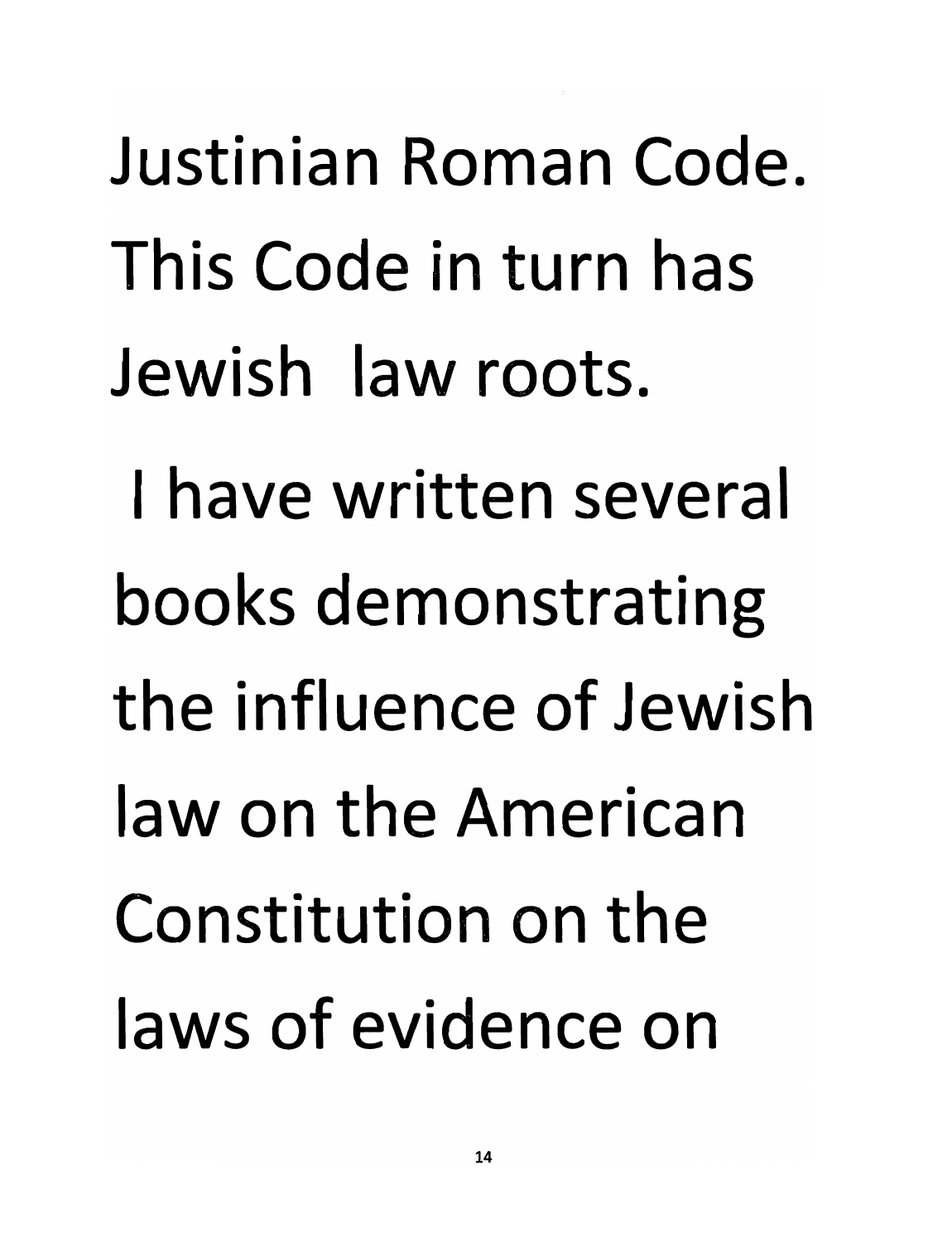Justinian Roman Code. This Code in turn has Jewish law roots.

I have written several books demonstrating the influence of Jewish law on the American Constitution on the laws of evidence on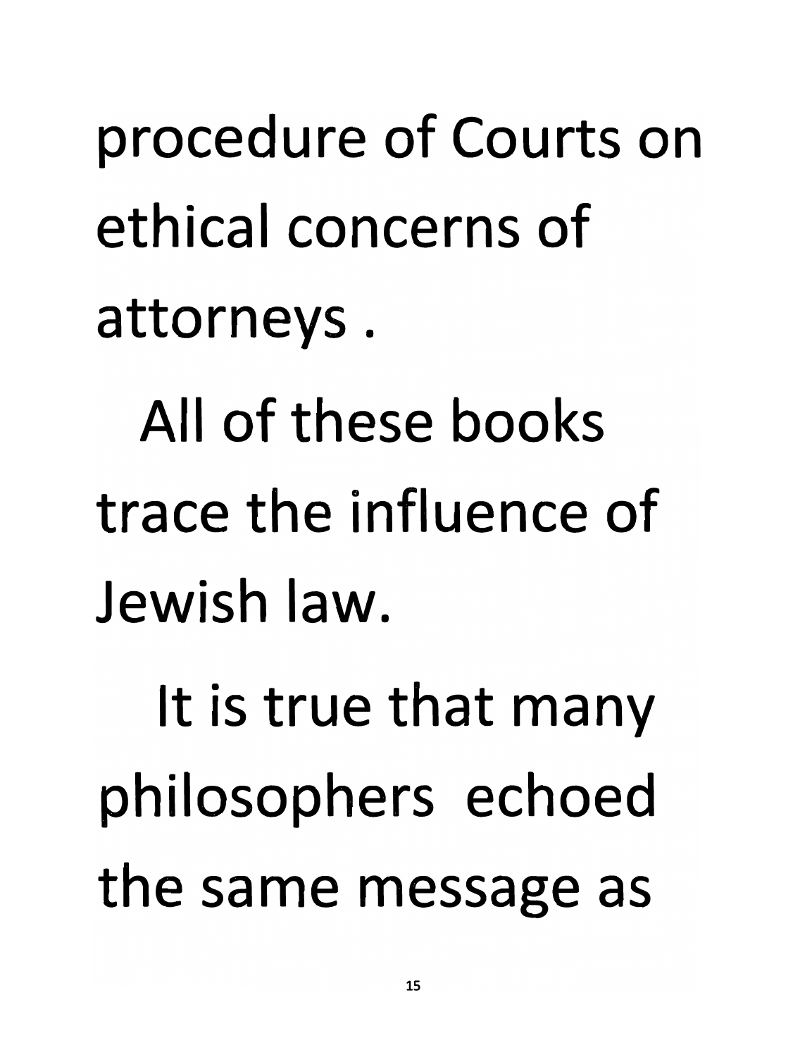procedure of Courts on ethical concerns of attorneys .

All of these books trace the influence of Jewish law.

It is true that many philosophers echoed the same message as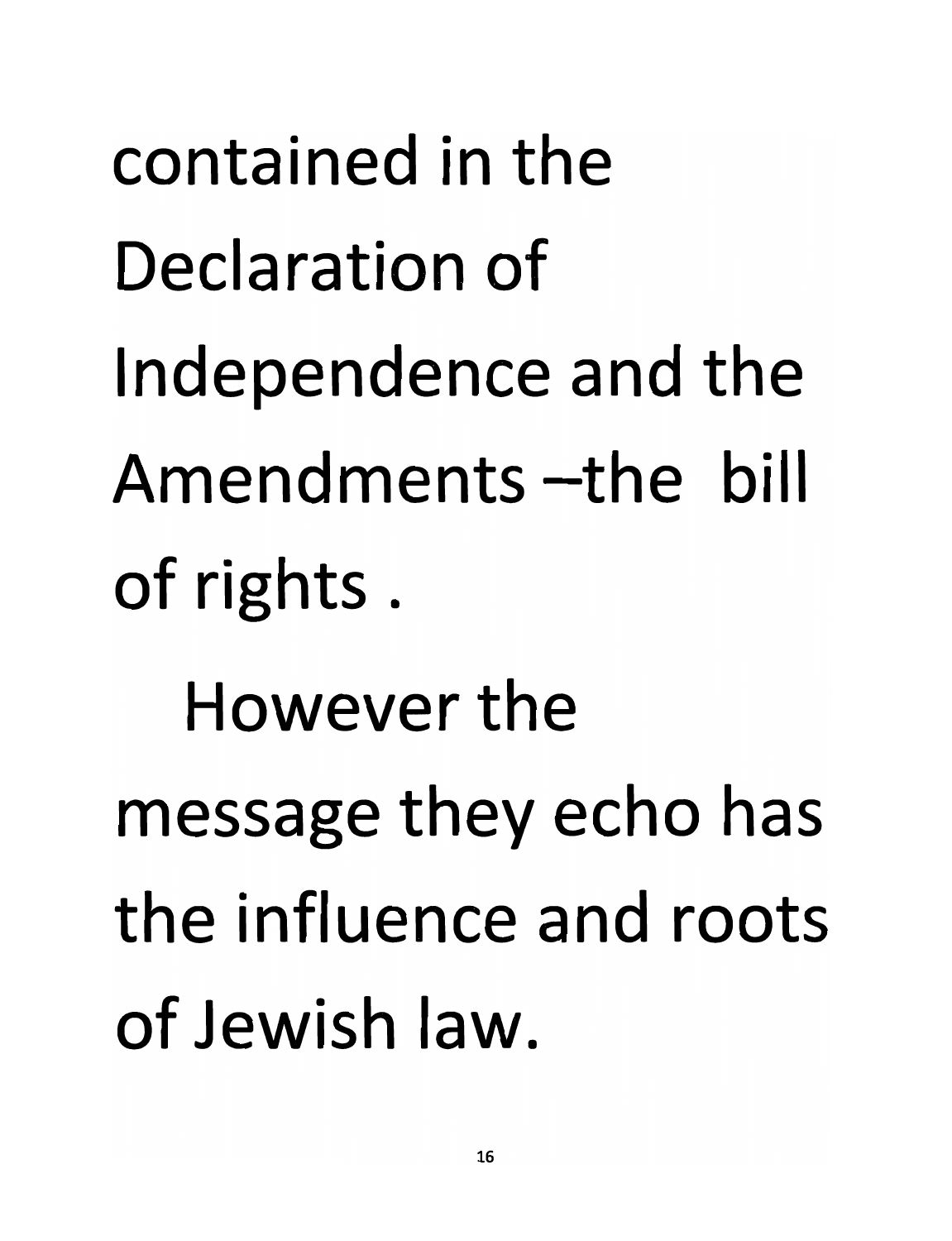contained in the Declaration of Independence and the Amendments –the bill of rights .

However the message they echo has the influence and roots of Jewish law.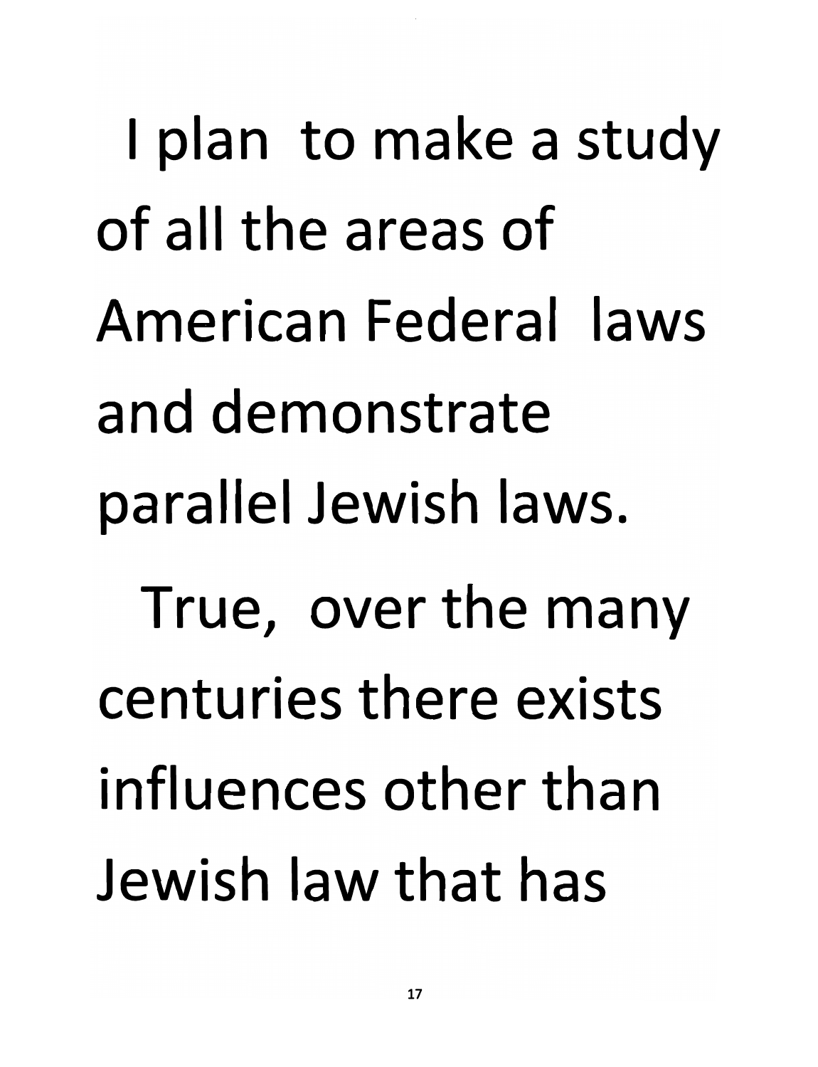I plan to make a study of all the areas of American Federal laws and demonstrate parallel Jewish laws.

True, over the many centuries there exists influences other than Jewish law that has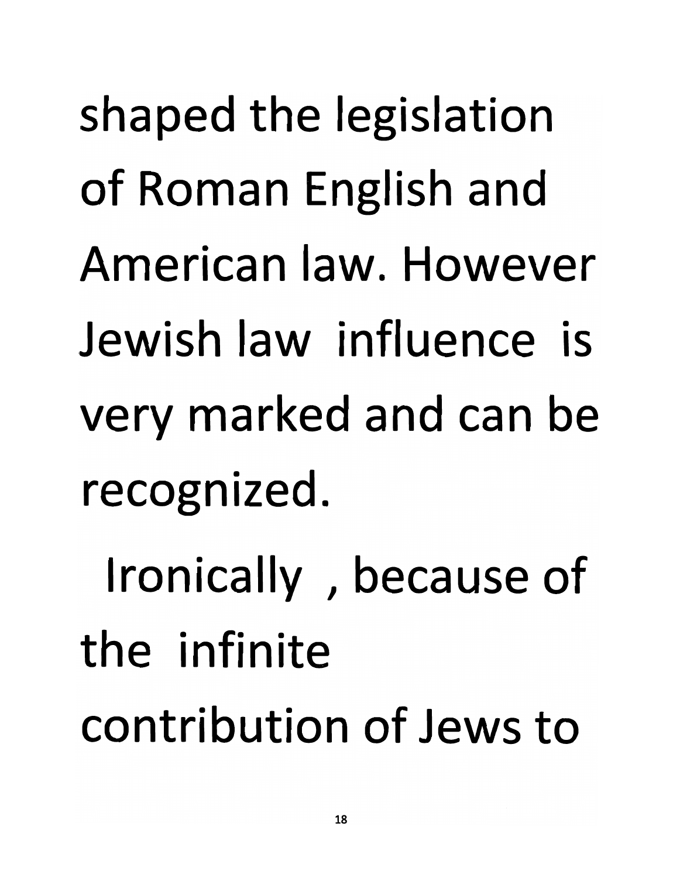shaped the legislation of Roman English and American law. However Jewish law influence is very marked and can be recognized.

Ironically , because of the infinite contribution of Jews to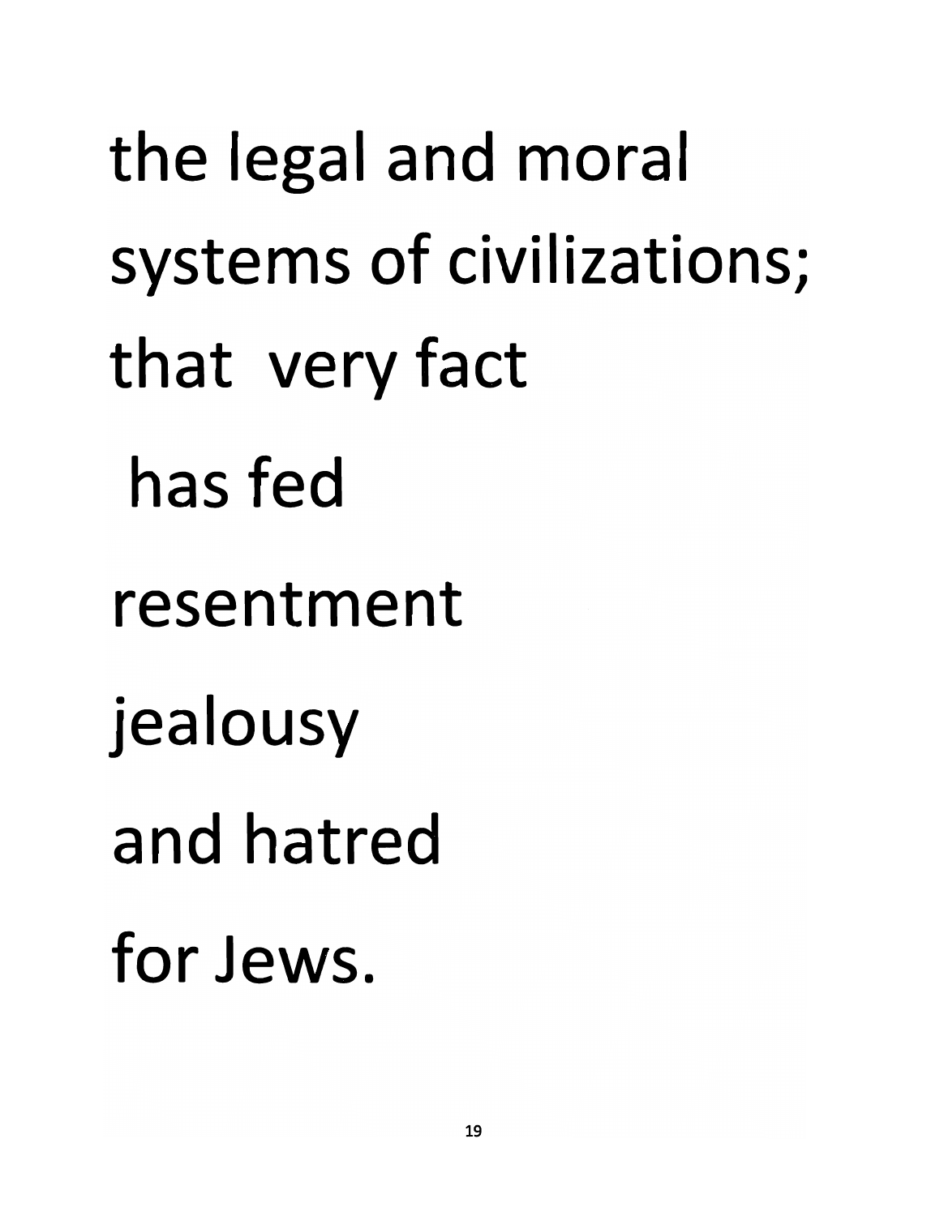the legal and moral
systems of civilizations;
that very fact
has fed
resentment
jealousy
and hatred
for Jews.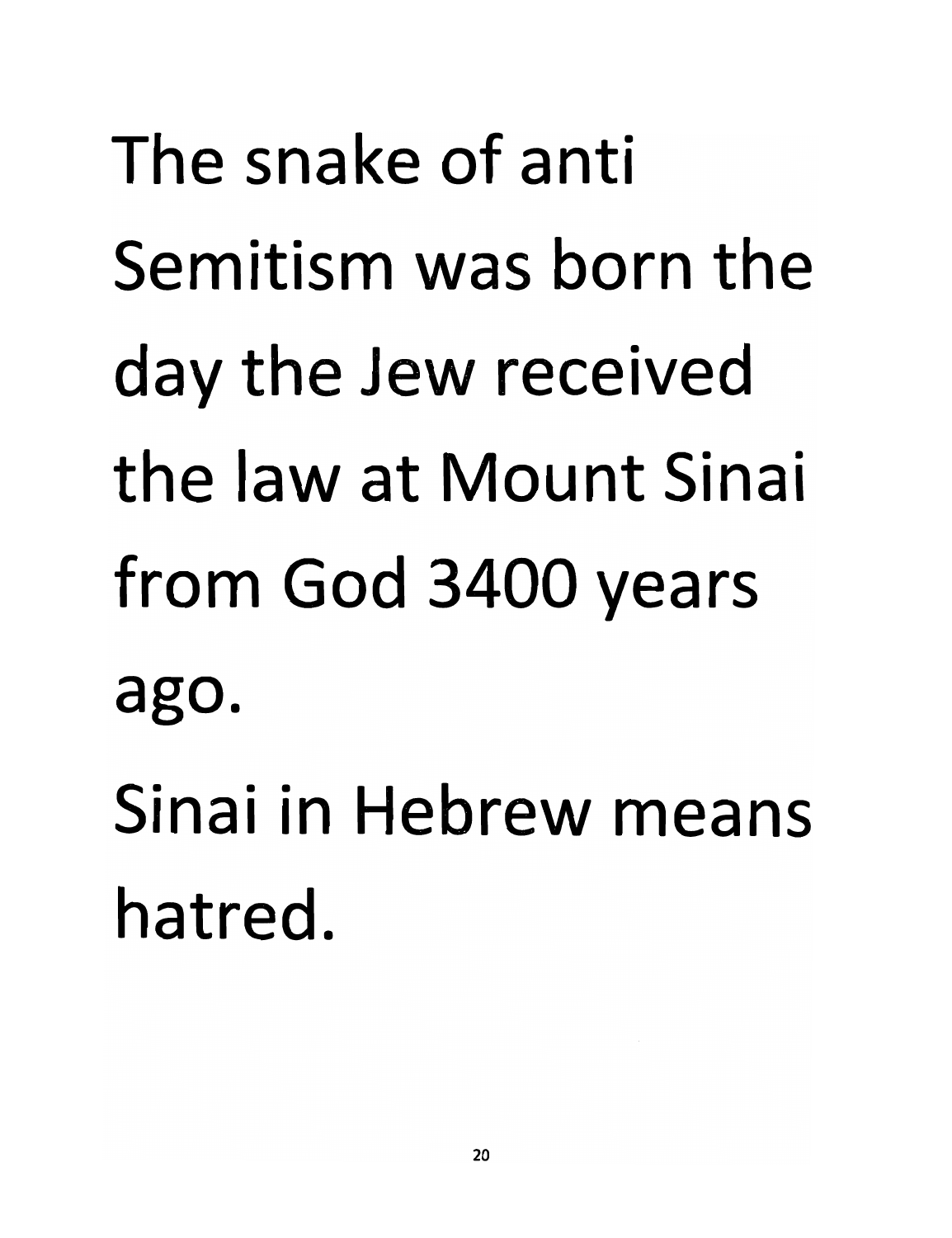The snake of anti Semitism was born the day the Jew received the law at Mount Sinai from God 3400 years ago.

Sinai in Hebrew means hatred.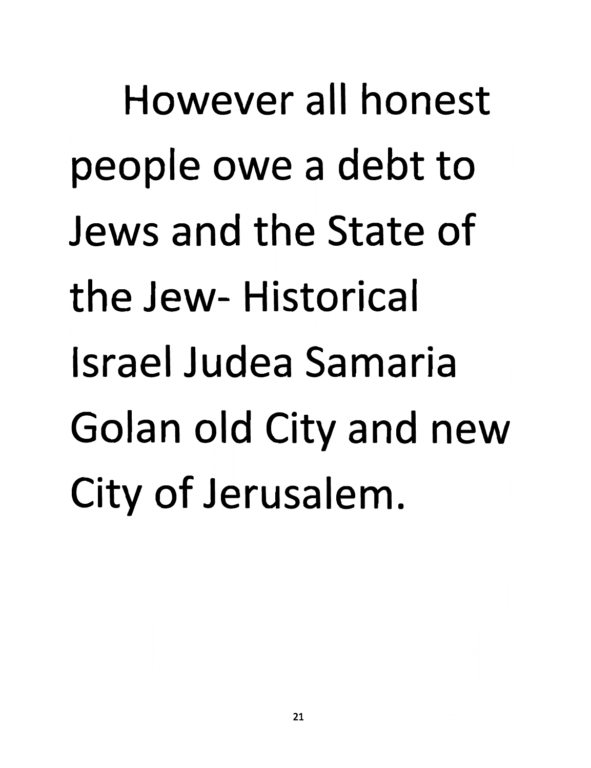However all honest people owe a debt to Jews and the State of the Jew- Historical Israel Judea Samaria Golan old City and new City of Jerusalem.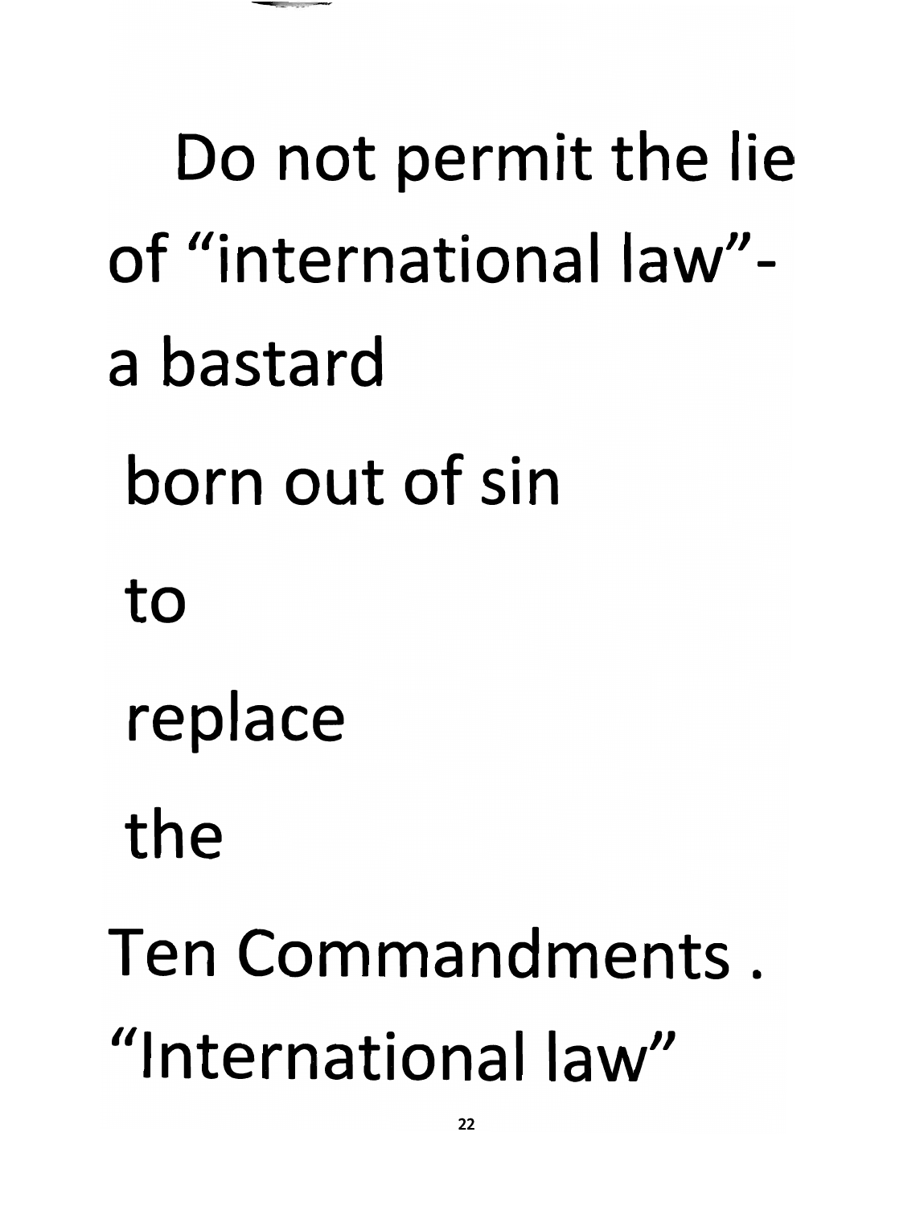Do not permit the lie
of "international law"-
a bastard
born out of sin
to
replace
the
Ten Commandments .
"International law"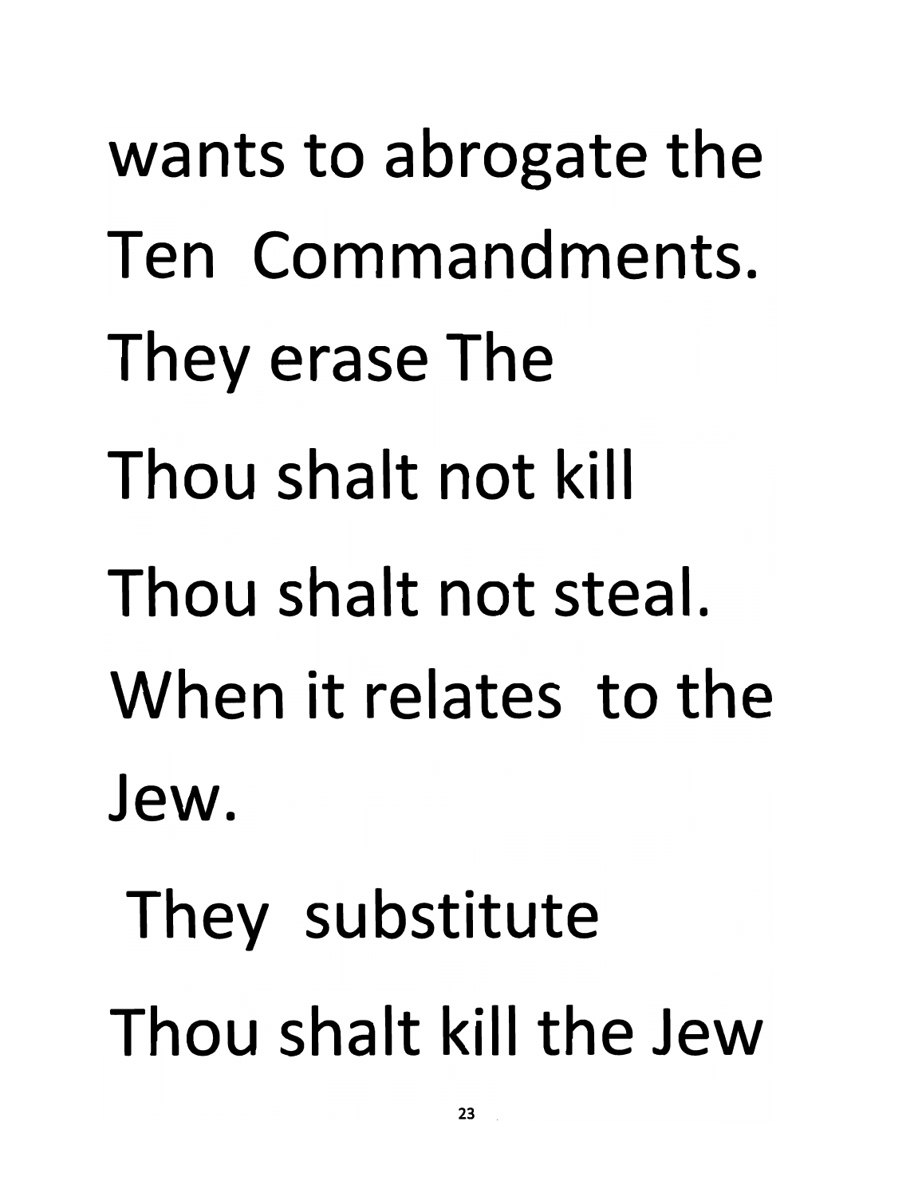wants to abrogate the
Ten Commandments.
They erase The
Thou shalt not kill
Thou shalt not steal.
When it relates to the
Jew.
They substitute
Thou shalt kill the Jew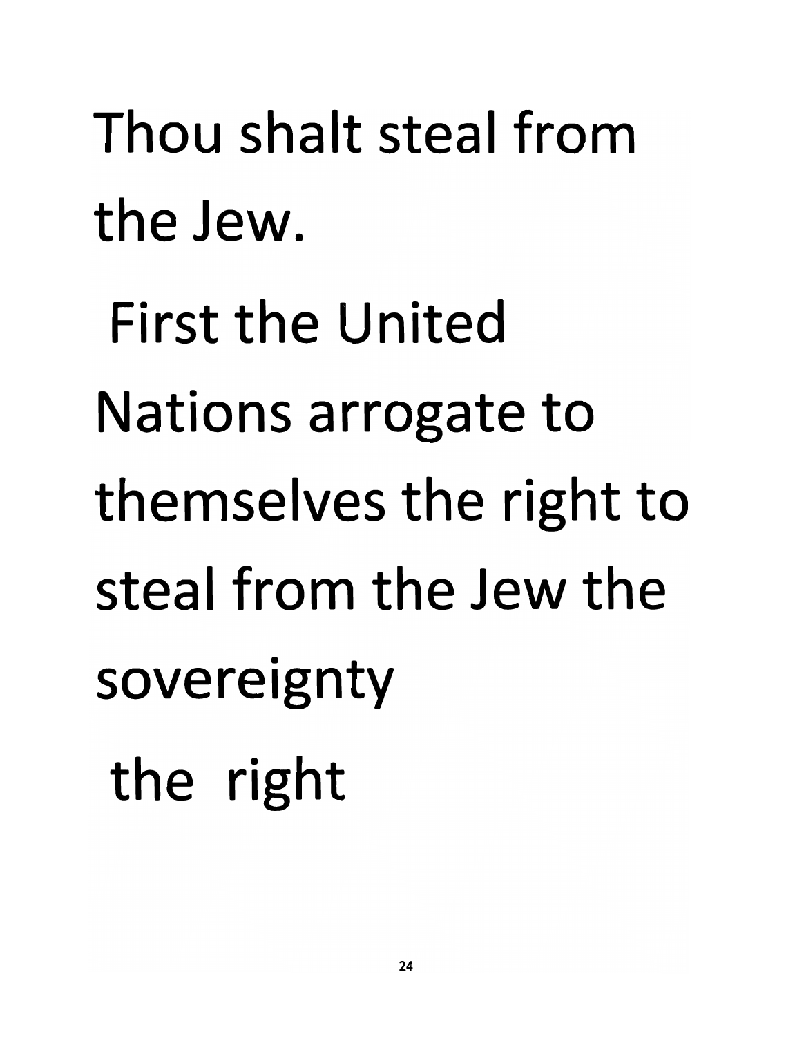Thou shalt steal from the Jew.

First the United Nations arrogate to themselves the right to steal from the Jew the sovereignty the right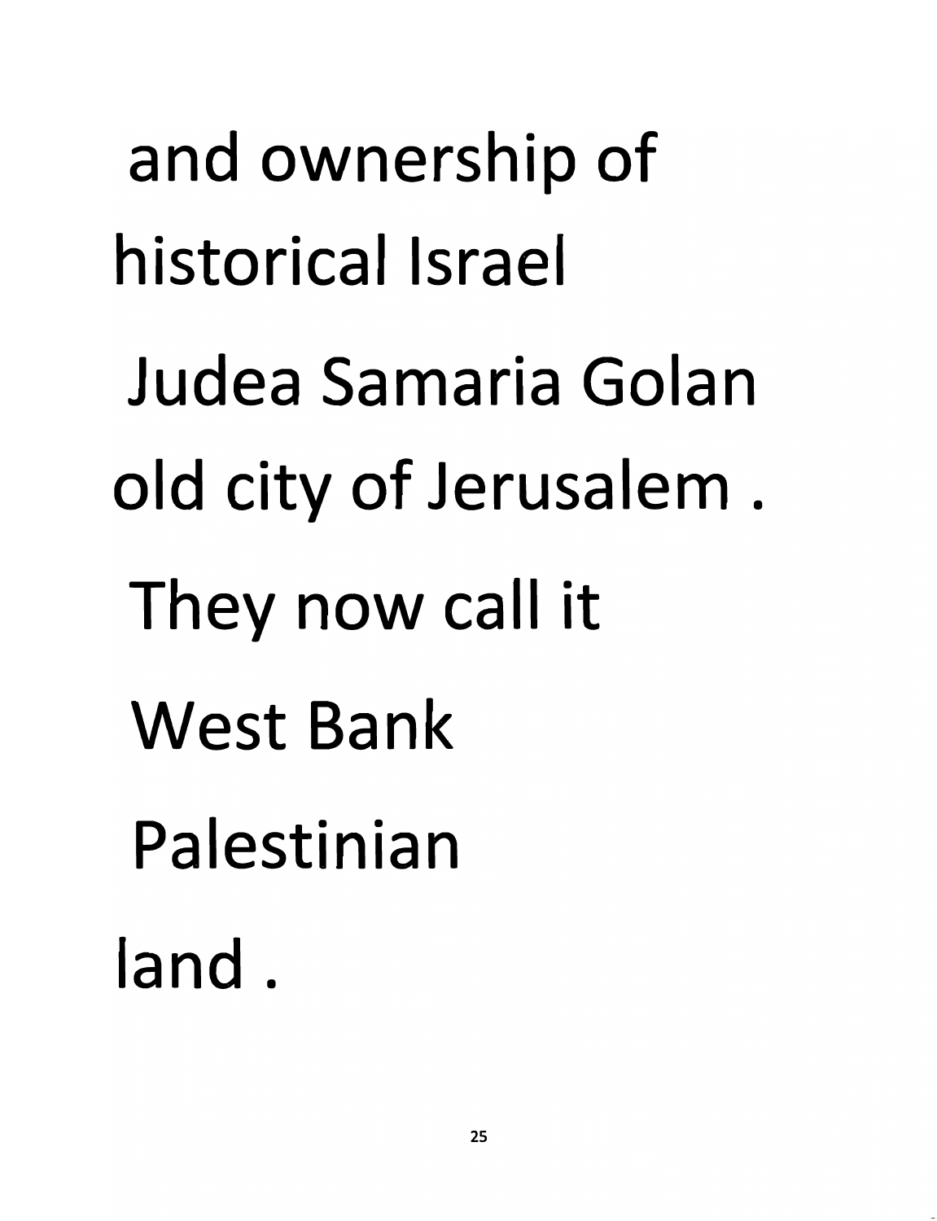and ownership of
historical Israel
Judea Samaria Golan
old city of Jerusalem .
They now call it
West Bank
Palestinian
land .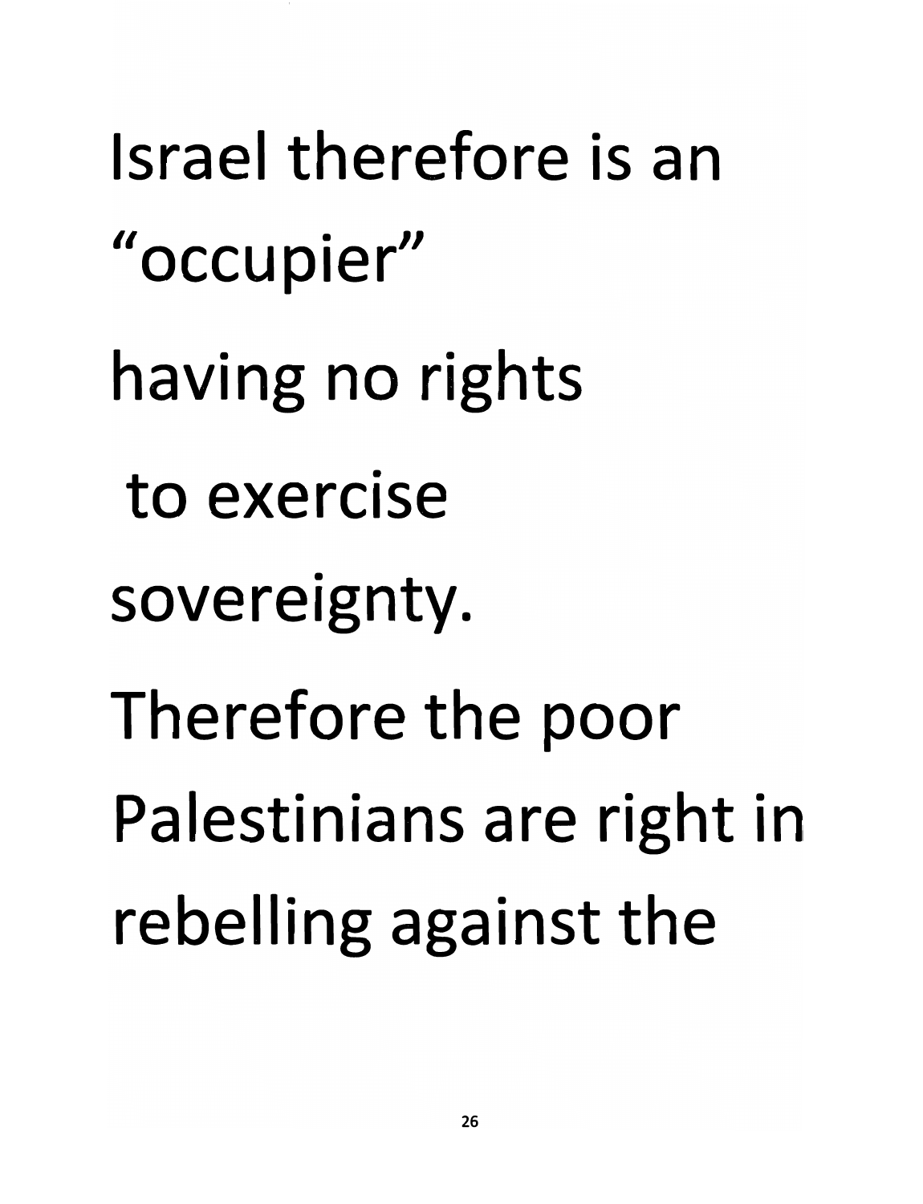Israel therefore is an "occupier"

having no rights

to exercise

sovereignty.

Therefore the poor

Palestinians are right in

rebelling against the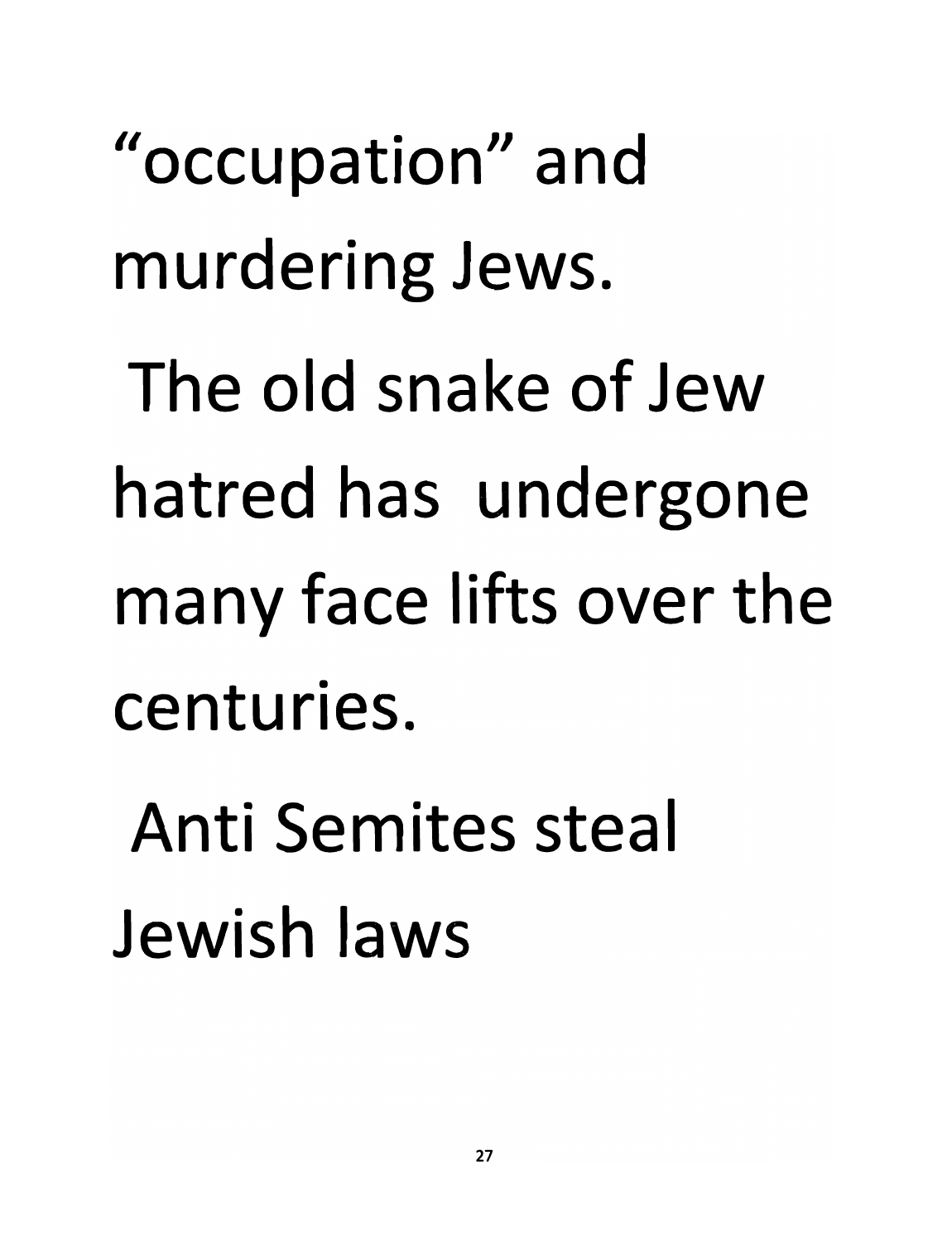"occupation" and murdering Jews.

The old snake of Jew hatred has undergone many face lifts over the centuries.

Anti Semites steal Jewish laws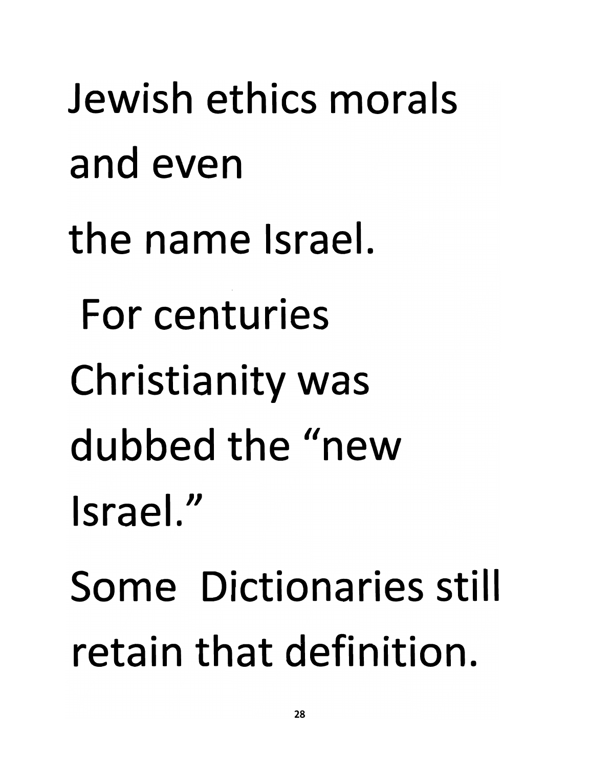Jewish ethics morals and even the name Israel.

For centuries Christianity was dubbed the "new Israel."

Some Dictionaries still retain that definition.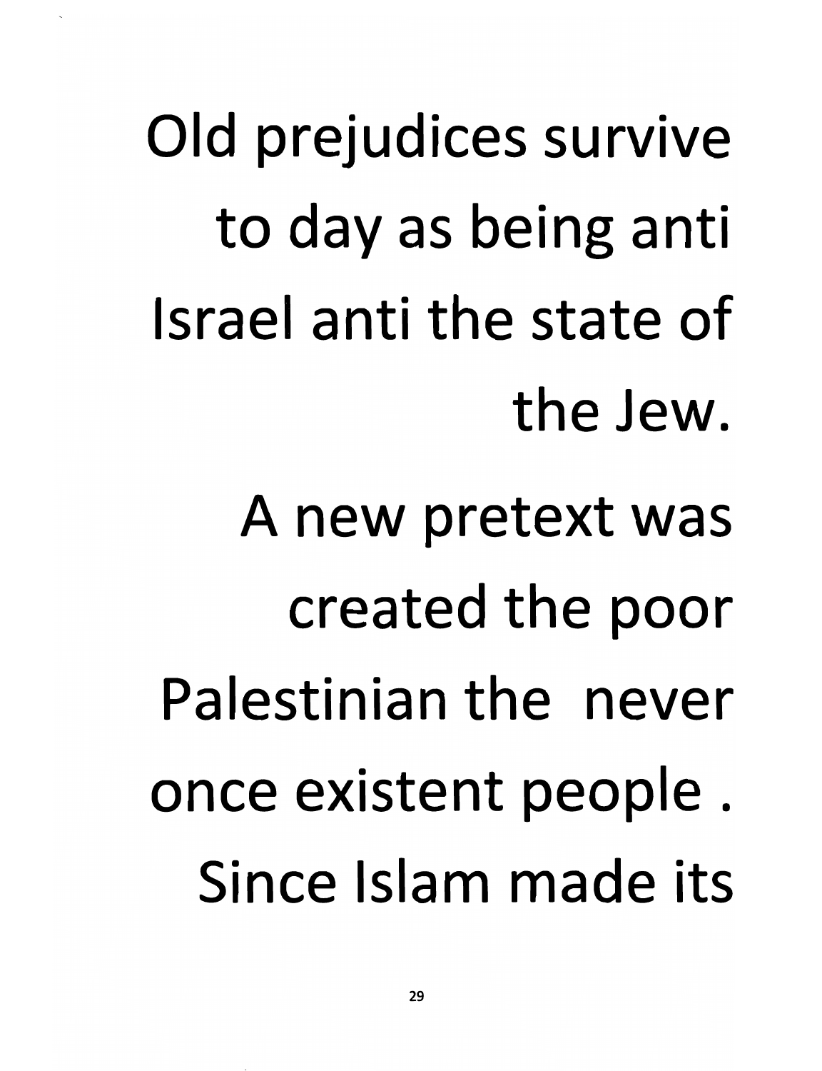Old prejudices survive to day as being anti Israel anti the state of the Jew.

A new pretext was created the poor Palestinian the never once existent people . Since Islam made its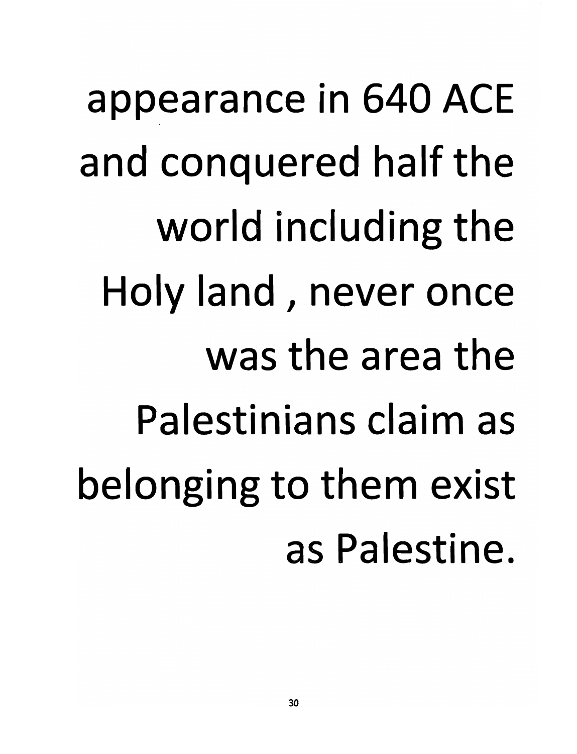appearance in 640 ACE and conquered half the world including the Holy land , never once was the area the Palestinians claim as belonging to them exist as Palestine.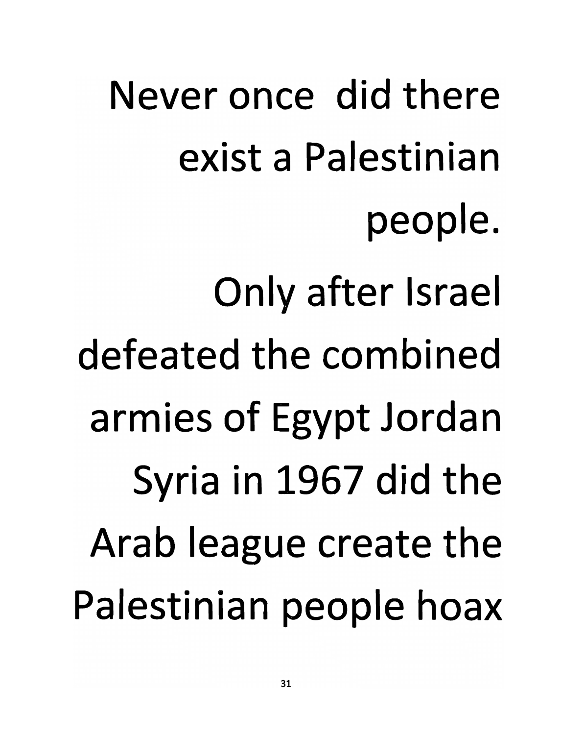Never once did there exist a Palestinian people.

Only after Israel defeated the combined armies of Egypt Jordan Syria in 1967 did the Arab league create the Palestinian people hoax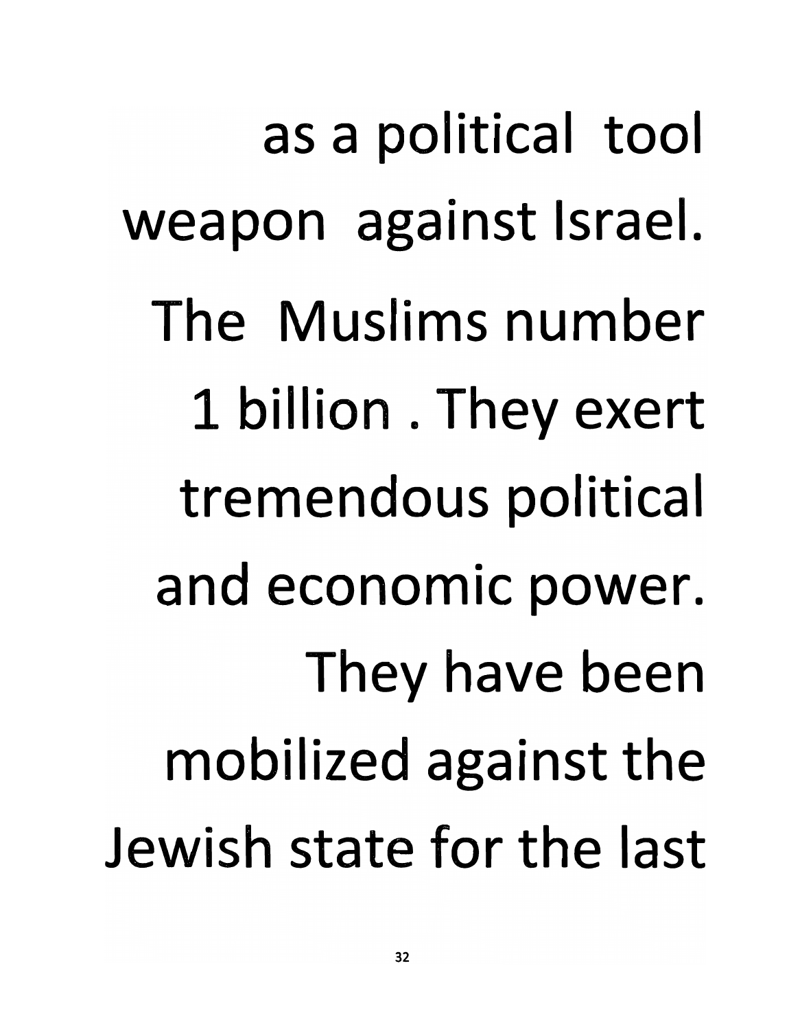as a political tool weapon against Israel. The Muslims number 1 billion . They exert tremendous political and economic power. They have been mobilized against the Jewish state for the last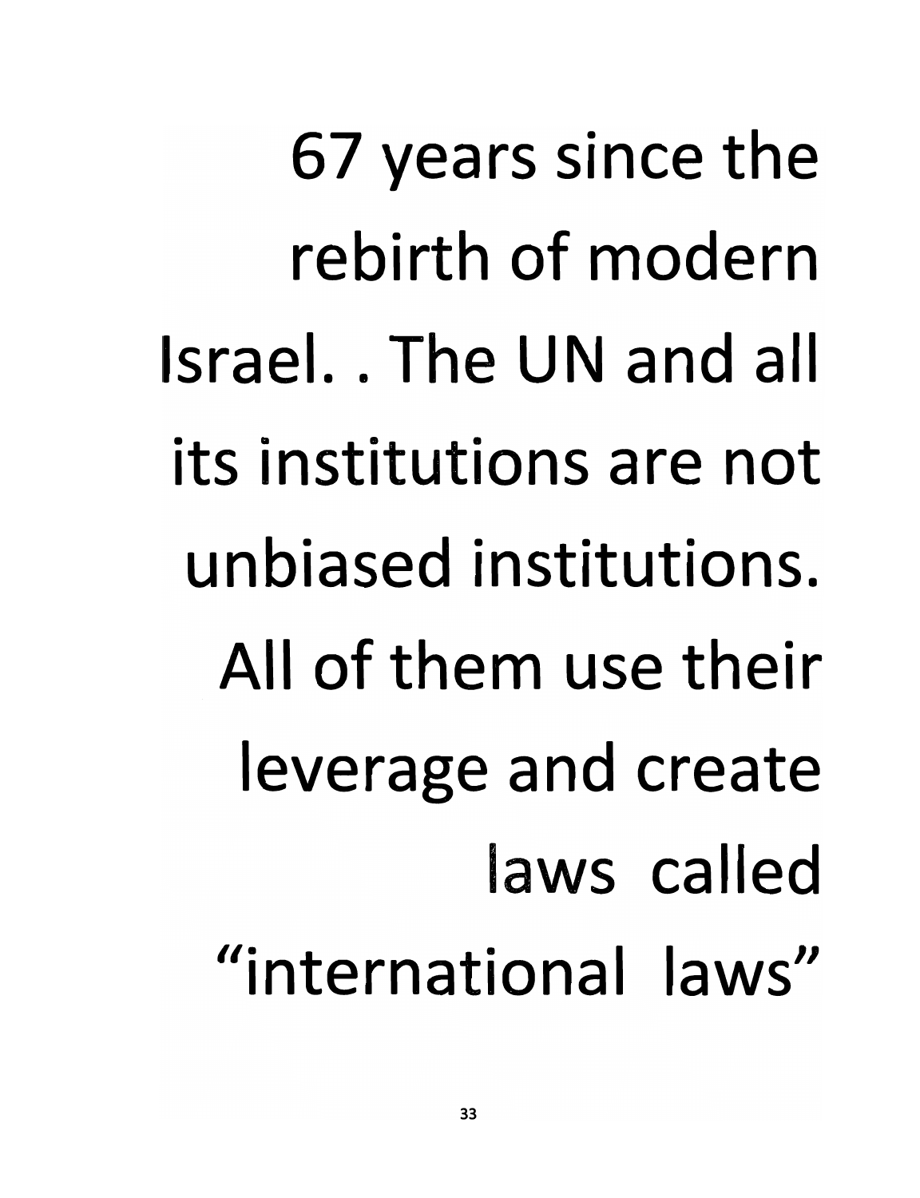67 years since the rebirth of modern Israel. . The UN and all its institutions are not unbiased institutions. All of them use their leverage and create laws called "international laws"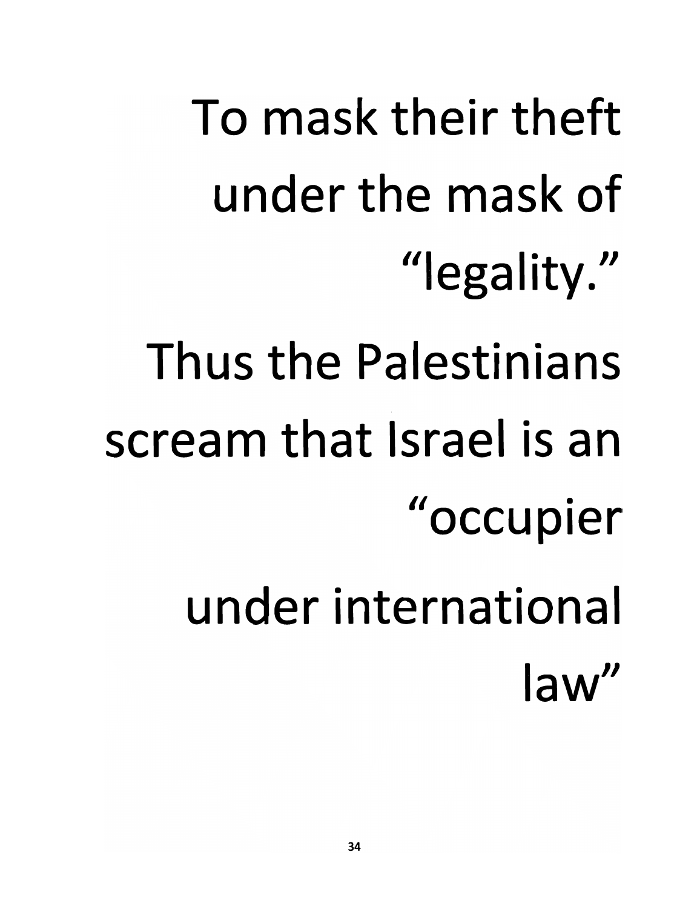To mask their theft under the mask of "legality."

Thus the Palestinians scream that Israel is an "occupier under international law"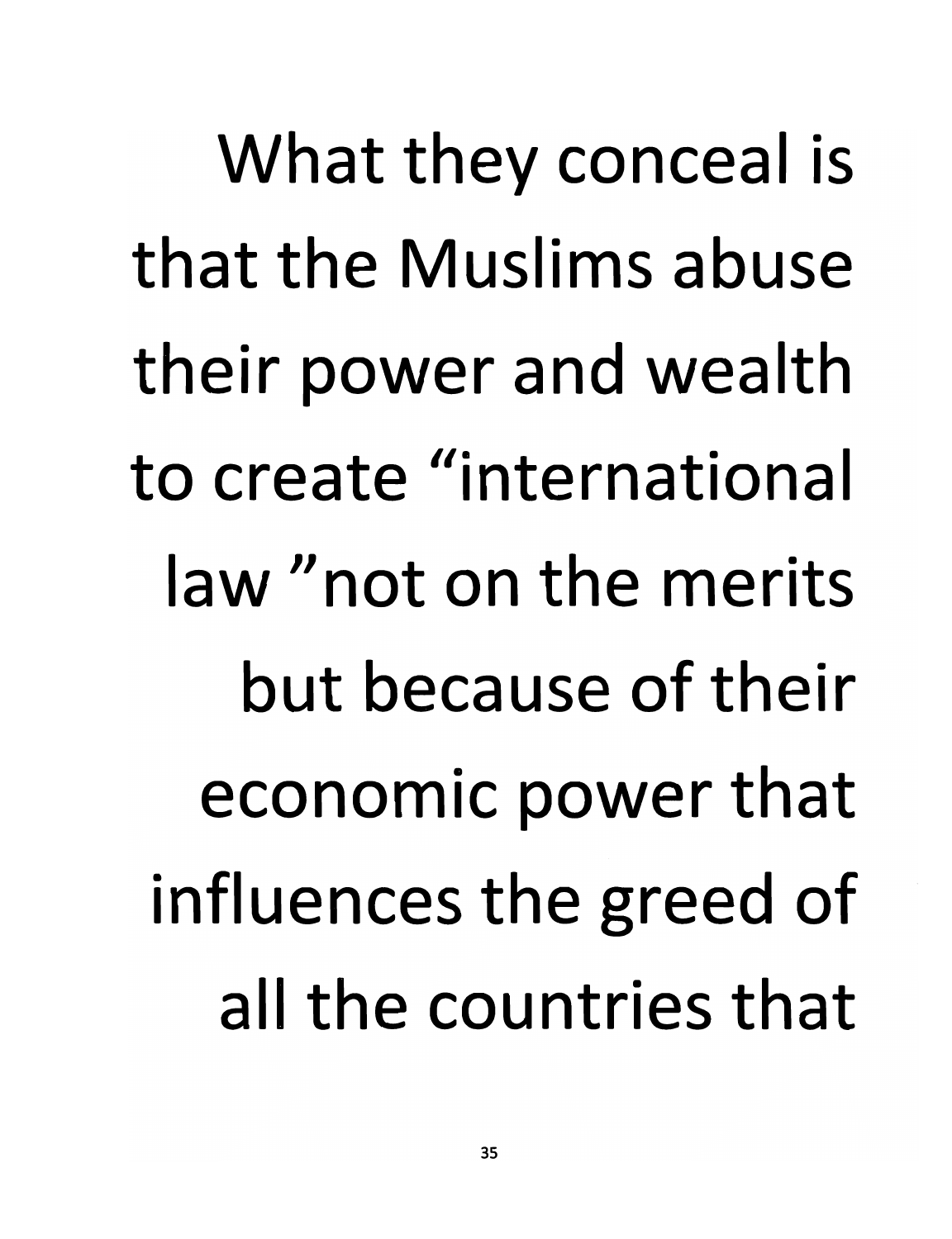What they conceal is that the Muslims abuse their power and wealth to create "international law "not on the merits but because of their economic power that influences the greed of all the countries that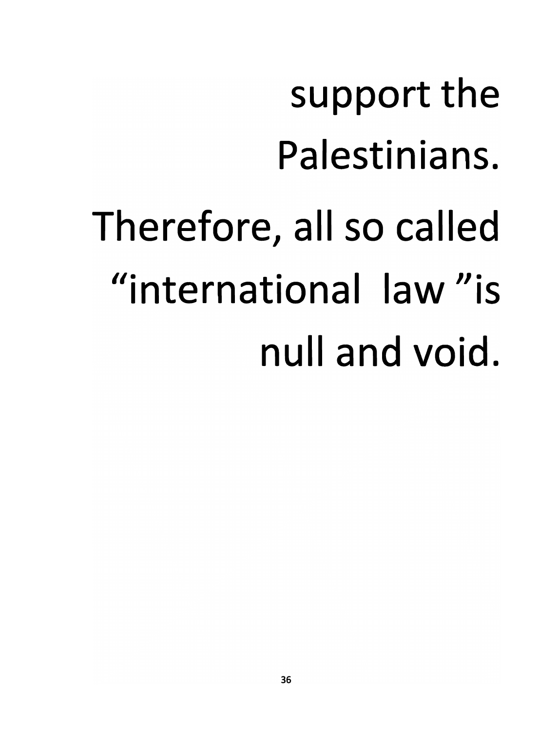support the Palestinians.

Therefore, all so called “international law ”is null and void.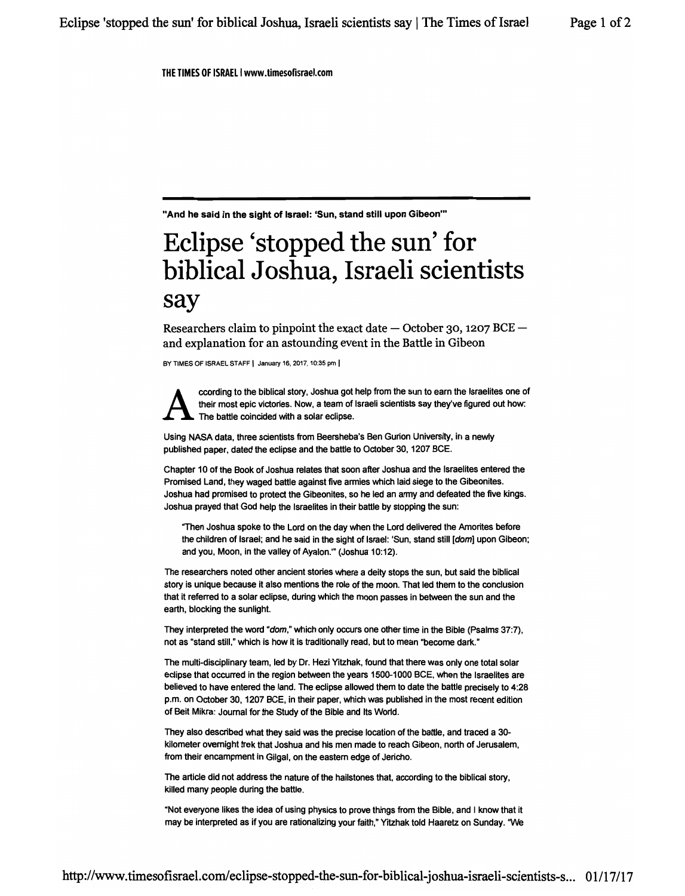THE TIMES OF ISRAEL | www.timesofisrael.com

**"And he said in the sight of Israel: 'Sun, stand still upon Gibeon'"**

# Eclipse 'stopped the sun' for biblical Joshua, Israeli scientists say

Researchers claim to pinpoint the exact date — October 30, 1207 BCE — and explanation for an astounding event in the Battle in Gibeon

BY TIMES OF ISRAEL STAFF | January 16, 2017, 10:35 pm |

According to the biblical story, Joshua got help from the sun to earn the Israelites one of their most epic victories. Now, a team of Israeli scientists say they've figured out how: The battle coincided with a solar eclipse.

Using NASA data, three scientists from Beersheba's Ben Gurion University, in a newly published paper, dated the eclipse and the battle to October 30, 1207 BCE.

Chapter 10 of the Book of Joshua relates that soon after Joshua and the Israelites entered the Promised Land, they waged battle against five armies which laid siege to the Gibeonites. Joshua had promised to protect the Gibeonites, so he led an army and defeated the five kings. Joshua prayed that God help the Israelites in their battle by stopping the sun:

> "Then Joshua spoke to the Lord on the day when the Lord delivered the Amorites before the children of Israel; and he said in the sight of Israel: 'Sun, stand still [*dom*] upon Gibeon; and you, Moon, in the valley of Ayalon.'" (Joshua 10:12).

The researchers noted other ancient stories where a deity stops the sun, but said the biblical story is unique because it also mentions the role of the moon. That led them to the conclusion that it referred to a solar eclipse, during which the moon passes in between the sun and the earth, blocking the sunlight.

They interpreted the word "*dom*," which only occurs one other time in the Bible (Psalms 37:7), not as "stand still," which is how it is traditionally read, but to mean "become dark."

The multi-disciplinary team, led by Dr. Hezi Yitzhak, found that there was only one total solar eclipse that occurred in the region between the years 1500-1000 BCE, when the Israelites are believed to have entered the land. The eclipse allowed them to date the battle precisely to 4:28 p.m. on October 30, 1207 BCE, in their paper, which was published in the most recent edition of Beit Mikra: Journal for the Study of the Bible and Its World.

They also described what they said was the precise location of the battle, and traced a 30-kilometer overnight trek that Joshua and his men made to reach Gibeon, north of Jerusalem, from their encampment in Gilgal, on the eastern edge of Jericho.

The article did not address the nature of the hailstones that, according to the biblical story, killed many people during the battle.

"Not everyone likes the idea of using physics to prove things from the Bible, and I know that it may be interpreted as if you are rationalizing your faith," Yitzhak told Haaretz on Sunday. "We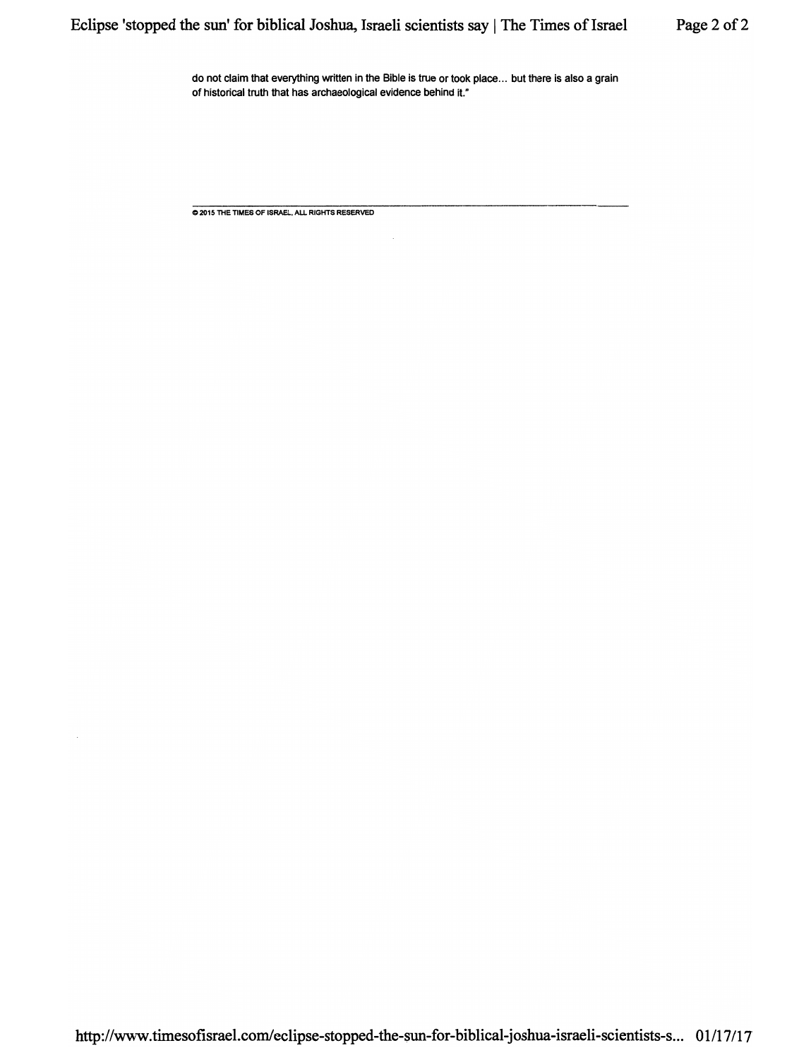do not claim that everything written in the Bible is true or took place... but there is also a grain of historical truth that has archaeological evidence behind it."

© 2015 THE TIMES OF ISRAEL, ALL RIGHTS RESERVED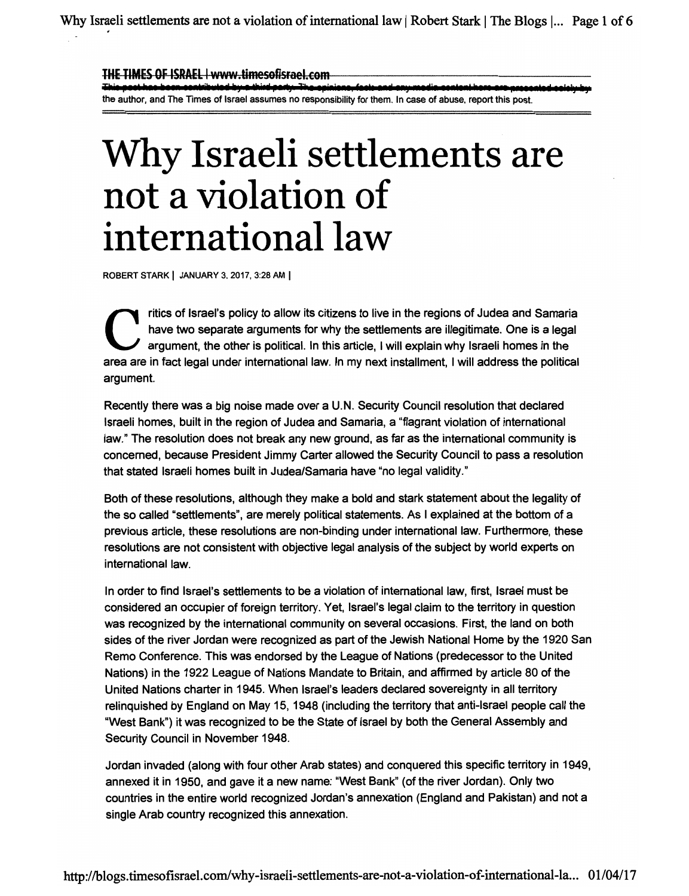**THE TIMES OF ISRAEL | www.timesofisrael.com**

This post has been contributed by a third party. The opinions, facts and any media content here are presented solely by the author, and The Times of Israel assumes no responsibility for them. In case of abuse, report this post.

# Why Israeli settlements are not a violation of international law

ROBERT STARK | JANUARY 3, 2017, 3:28 AM |

Critics of Israel's policy to allow its citizens to live in the regions of Judea and Samaria have two separate arguments for why the settlements are illegitimate. One is a legal argument, the other is political. In this article, I will explain why Israeli homes in the area are in fact legal under international law. In my next installment, I will address the political argument.

Recently there was a big noise made over a U.N. Security Council resolution that declared Israeli homes, built in the region of Judea and Samaria, a "flagrant violation of international law." The resolution does not break any new ground, as far as the international community is concerned, because President Jimmy Carter allowed the Security Council to pass a resolution that stated Israeli homes built in Judea/Samaria have "no legal validity."

Both of these resolutions, although they make a bold and stark statement about the legality of the so called "settlements", are merely political statements. As I explained at the bottom of a previous article, these resolutions are non-binding under international law. Furthermore, these resolutions are not consistent with objective legal analysis of the subject by world experts on international law.

In order to find Israel's settlements to be a violation of international law, first, Israel must be considered an occupier of foreign territory. Yet, Israel's legal claim to the territory in question was recognized by the international community on several occasions. First, the land on both sides of the river Jordan were recognized as part of the Jewish National Home by the 1920 San Remo Conference. This was endorsed by the League of Nations (predecessor to the United Nations) in the 1922 League of Nations Mandate to Britain, and affirmed by article 80 of the United Nations charter in 1945. When Israel's leaders declared sovereignty in all territory relinquished by England on May 15, 1948 (including the territory that anti-Israel people call the "West Bank") it was recognized to be the State of Israel by both the General Assembly and Security Council in November 1948.

Jordan invaded (along with four other Arab states) and conquered this specific territory in 1949, annexed it in 1950, and gave it a new name: "West Bank" (of the river Jordan). Only two countries in the entire world recognized Jordan's annexation (England and Pakistan) and not a single Arab country recognized this annexation.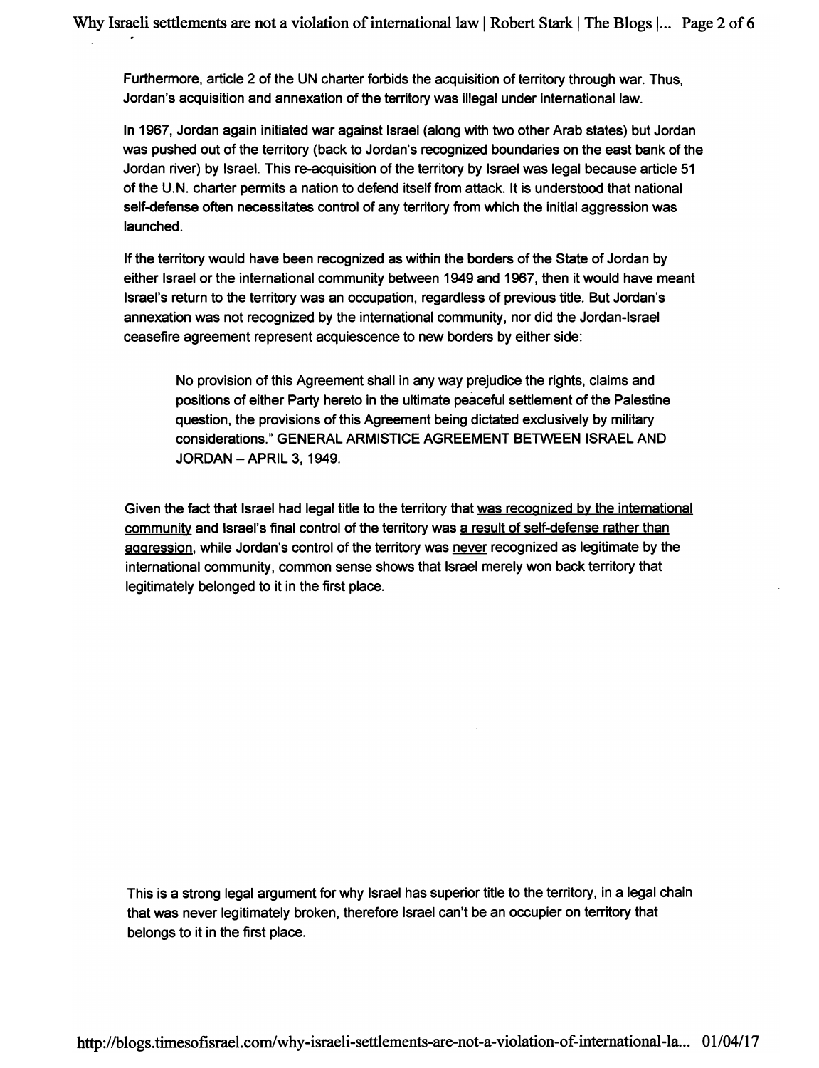Furthermore, article 2 of the UN charter forbids the acquisition of territory through war. Thus, Jordan's acquisition and annexation of the territory was illegal under international law.

In 1967, Jordan again initiated war against Israel (along with two other Arab states) but Jordan was pushed out of the territory (back to Jordan's recognized boundaries on the east bank of the Jordan river) by Israel. This re-acquisition of the territory by Israel was legal because article 51 of the U.N. charter permits a nation to defend itself from attack. It is understood that national self-defense often necessitates control of any territory from which the initial aggression was launched.

If the territory would have been recognized as within the borders of the State of Jordan by either Israel or the international community between 1949 and 1967, then it would have meant Israel's return to the territory was an occupation, regardless of previous title. But Jordan's annexation was not recognized by the international community, nor did the Jordan-Israel ceasefire agreement represent acquiescence to new borders by either side:

> No provision of this Agreement shall in any way prejudice the rights, claims and positions of either Party hereto in the ultimate peaceful settlement of the Palestine question, the provisions of this Agreement being dictated exclusively by military considerations." GENERAL ARMISTICE AGREEMENT BETWEEN ISRAEL AND JORDAN – APRIL 3, 1949.

Given the fact that Israel had legal title to the territory that <u>was recognized by the international community</u> and Israel's final control of the territory was <u>a result of self-defense rather than aggression</u>, while Jordan's control of the territory was <u>never</u> recognized as legitimate by the international community, common sense shows that Israel merely won back territory that legitimately belonged to it in the first place.

This is a strong legal argument for why Israel has superior title to the territory, in a legal chain that was never legitimately broken, therefore Israel can't be an occupier on territory that belongs to it in the first place.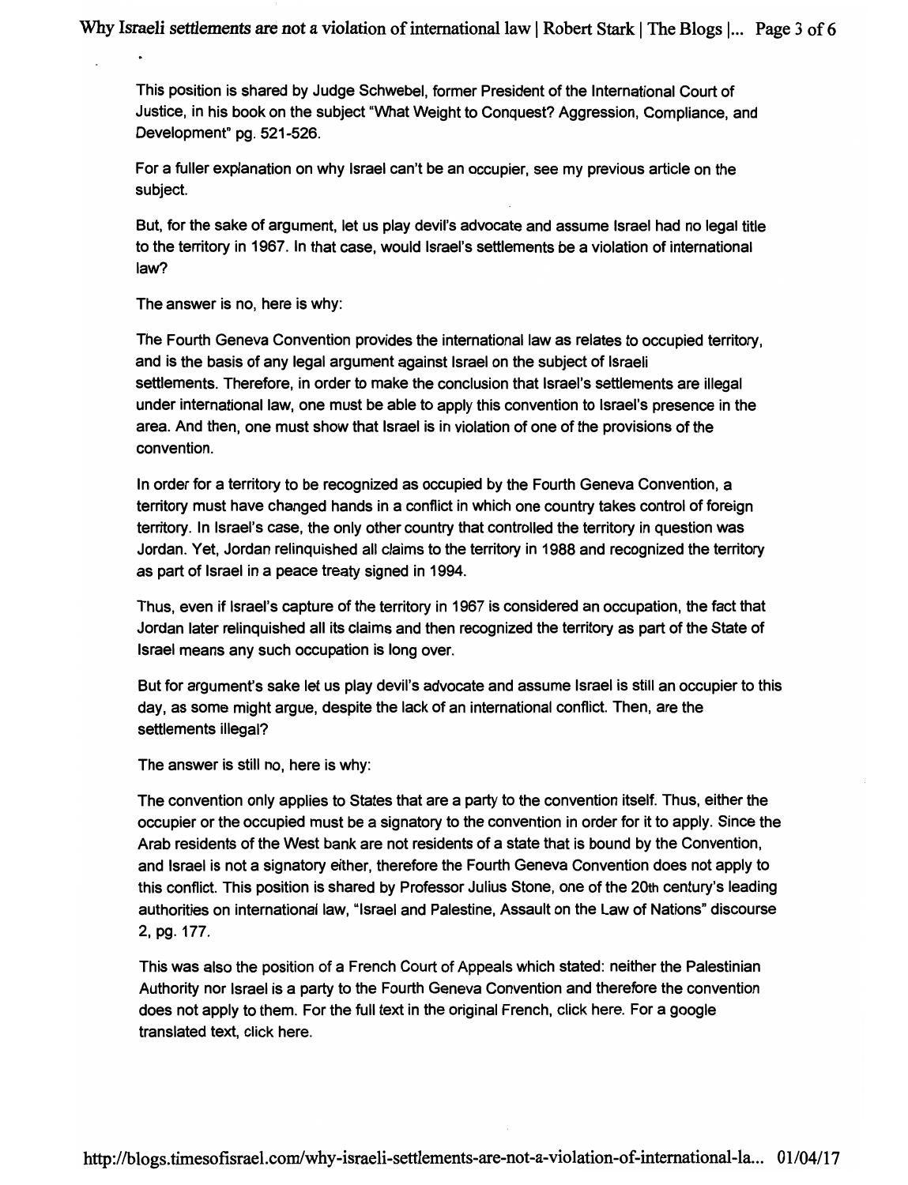This position is shared by Judge Schwebel, former President of the International Court of Justice, in his book on the subject "What Weight to Conquest? Aggression, Compliance, and Development" pg. 521-526.

For a fuller explanation on why Israel can't be an occupier, see my previous article on the subject.

But, for the sake of argument, let us play devil's advocate and assume Israel had no legal title to the territory in 1967. In that case, would Israel's settlements be a violation of international law?

The answer is no, here is why:

The Fourth Geneva Convention provides the international law as relates to occupied territory, and is the basis of any legal argument against Israel on the subject of Israeli settlements. Therefore, in order to make the conclusion that Israel's settlements are illegal under international law, one must be able to apply this convention to Israel's presence in the area. And then, one must show that Israel is in violation of one of the provisions of the convention.

In order for a territory to be recognized as occupied by the Fourth Geneva Convention, a territory must have changed hands in a conflict in which one country takes control of foreign territory. In Israel's case, the only other country that controlled the territory in question was Jordan. Yet, Jordan relinquished all claims to the territory in 1988 and recognized the territory as part of Israel in a peace treaty signed in 1994.

Thus, even if Israel's capture of the territory in 1967 is considered an occupation, the fact that Jordan later relinquished all its claims and then recognized the territory as part of the State of Israel means any such occupation is long over.

But for argument's sake let us play devil's advocate and assume Israel is still an occupier to this day, as some might argue, despite the lack of an international conflict. Then, are the settlements illegal?

The answer is still no, here is why:

The convention only applies to States that are a party to the convention itself. Thus, either the occupier or the occupied must be a signatory to the convention in order for it to apply. Since the Arab residents of the West bank are not residents of a state that is bound by the Convention, and Israel is not a signatory either, therefore the Fourth Geneva Convention does not apply to this conflict. This position is shared by Professor Julius Stone, one of the 20th century's leading authorities on international law, "Israel and Palestine, Assault on the Law of Nations" discourse 2, pg. 177.

This was also the position of a French Court of Appeals which stated: neither the Palestinian Authority nor Israel is a party to the Fourth Geneva Convention and therefore the convention does not apply to them. For the full text in the original French, click here. For a google translated text, click here.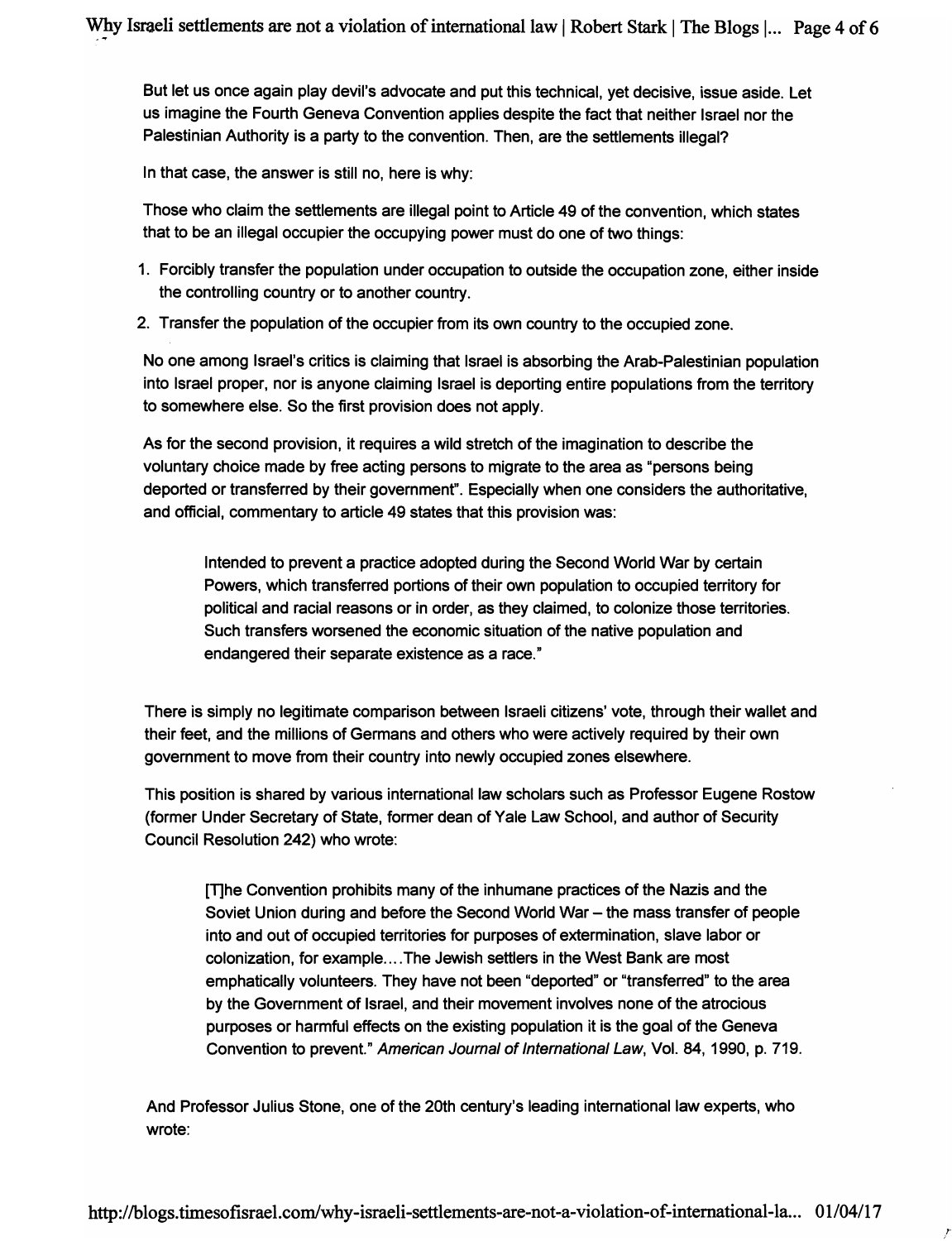But let us once again play devil's advocate and put this technical, yet decisive, issue aside. Let us imagine the Fourth Geneva Convention applies despite the fact that neither Israel nor the Palestinian Authority is a party to the convention. Then, are the settlements illegal?

In that case, the answer is still no, here is why:

Those who claim the settlements are illegal point to Article 49 of the convention, which states that to be an illegal occupier the occupying power must do one of two things:

1. Forcibly transfer the population under occupation to outside the occupation zone, either inside the controlling country or to another country.
2. Transfer the population of the occupier from its own country to the occupied zone.

No one among Israel's critics is claiming that Israel is absorbing the Arab-Palestinian population into Israel proper, nor is anyone claiming Israel is deporting entire populations from the territory to somewhere else. So the first provision does not apply.

As for the second provision, it requires a wild stretch of the imagination to describe the voluntary choice made by free acting persons to migrate to the area as "persons being deported or transferred by their government". Especially when one considers the authoritative, and official, commentary to article 49 states that this provision was:

> Intended to prevent a practice adopted during the Second World War by certain Powers, which transferred portions of their own population to occupied territory for political and racial reasons or in order, as they claimed, to colonize those territories. Such transfers worsened the economic situation of the native population and endangered their separate existence as a race."

There is simply no legitimate comparison between Israeli citizens' vote, through their wallet and their feet, and the millions of Germans and others who were actively required by their own government to move from their country into newly occupied zones elsewhere.

This position is shared by various international law scholars such as Professor Eugene Rostow (former Under Secretary of State, former dean of Yale Law School, and author of Security Council Resolution 242) who wrote:

> [T]he Convention prohibits many of the inhumane practices of the Nazis and the Soviet Union during and before the Second World War – the mass transfer of people into and out of occupied territories for purposes of extermination, slave labor or colonization, for example....The Jewish settlers in the West Bank are most emphatically volunteers. They have not been "deported" or "transferred" to the area by the Government of Israel, and their movement involves none of the atrocious purposes or harmful effects on the existing population it is the goal of the Geneva Convention to prevent." *American Journal of International Law*, Vol. 84, 1990, p. 719.

And Professor Julius Stone, one of the 20th century's leading international law experts, who wrote: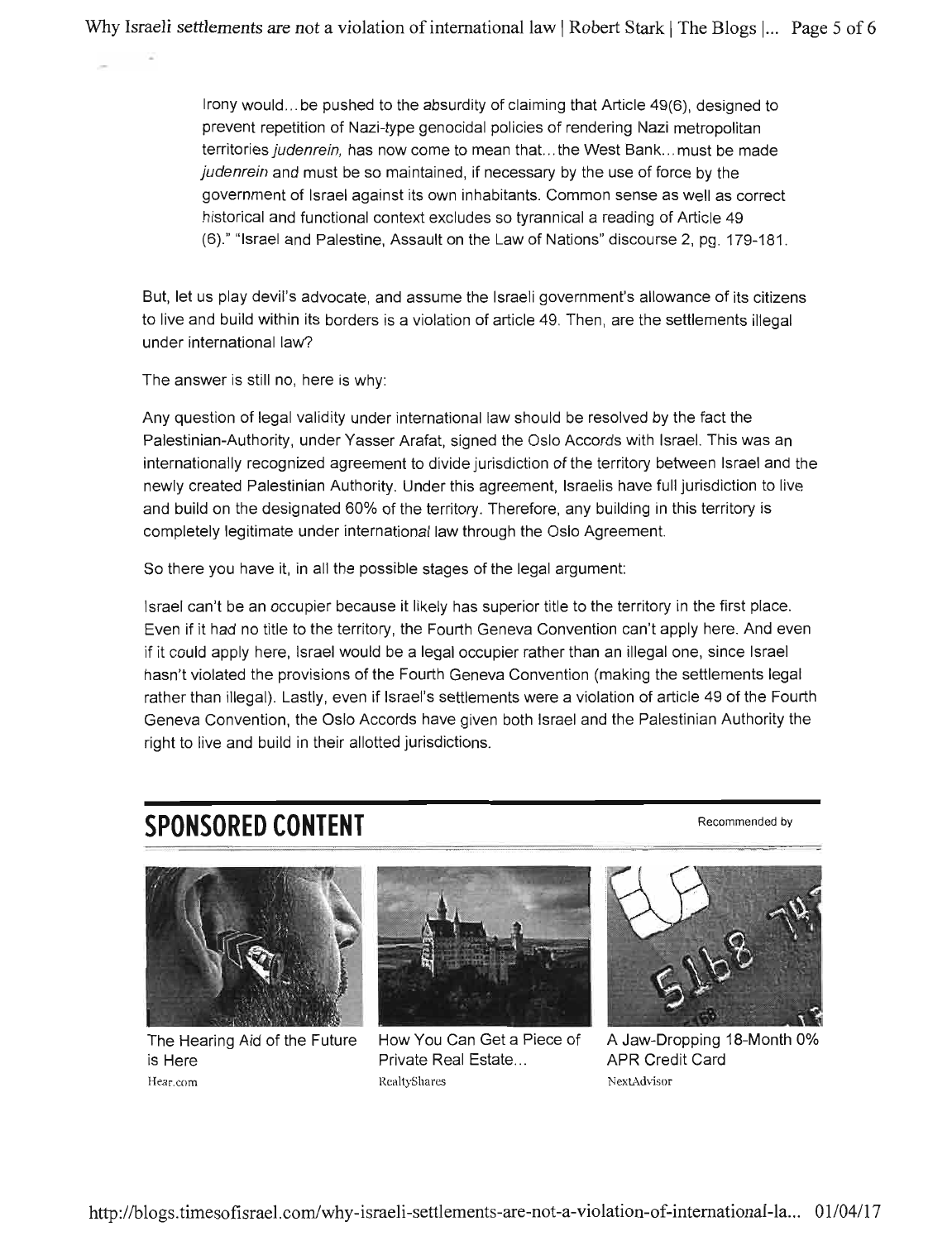> Irony would...be pushed to the absurdity of claiming that Article 49(6), designed to prevent repetition of Nazi-type genocidal policies of rendering Nazi metropolitan territories *judenrein,* has now come to mean that...the West Bank...must be made *judenrein* and must be so maintained, if necessary by the use of force by the government of Israel against its own inhabitants. Common sense as well as correct historical and functional context excludes so tyrannical a reading of Article 49 (6)." "Israel and Palestine, Assault on the Law of Nations" discourse 2, pg. 179-181.

But, let us play devil's advocate, and assume the Israeli government's allowance of its citizens to live and build within its borders is a violation of article 49. Then, are the settlements illegal under international law?

The answer is still no, here is why:

Any question of legal validity under international law should be resolved by the fact the Palestinian-Authority, under Yasser Arafat, signed the Oslo Accords with Israel. This was an internationally recognized agreement to divide jurisdiction of the territory between Israel and the newly created Palestinian Authority. Under this agreement, Israelis have full jurisdiction to live and build on the designated 60% of the territory. Therefore, any building in this territory is completely legitimate under international law through the Oslo Agreement.

So there you have it, in all the possible stages of the legal argument:

Israel can't be an occupier because it likely has superior title to the territory in the first place. Even if it had no title to the territory, the Fourth Geneva Convention can't apply here. And even if it could apply here, Israel would be a legal occupier rather than an illegal one, since Israel hasn't violated the provisions of the Fourth Geneva Convention (making the settlements legal rather than illegal). Lastly, even if Israel's settlements were a violation of article 49 of the Fourth Geneva Convention, the Oslo Accords have given both Israel and the Palestinian Authority the right to live and build in their allotted jurisdictions.

## SPONSORED CONTENT

Recommended by

The Hearing Aid of the Future is Here
Hear.com

How You Can Get a Piece of Private Real Estate...
RealtyShares

A Jaw-Dropping 18-Month 0% APR Credit Card
NextAdvisor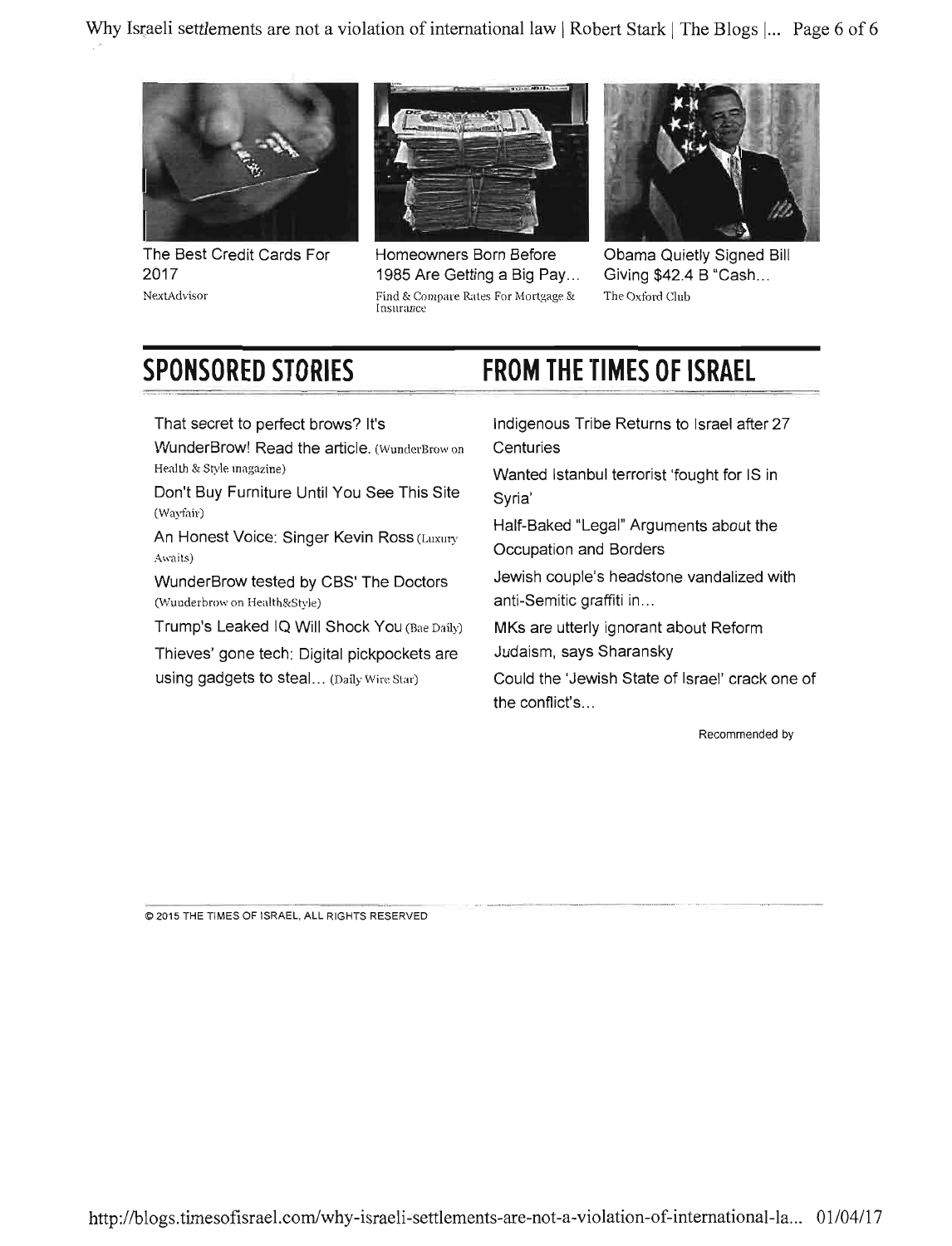The Best Credit Cards For 2017
NextAdvisor

Homeowners Born Before 1985 Are Getting a Big Pay...
Find & Compare Rates For Mortgage & Insurance

Obama Quietly Signed Bill Giving $42.4 B "Cash...
The Oxford Club

## SPONSORED STORIES

That secret to perfect brows? It's WunderBrow! Read the article. (WunderBrow on Health & Style magazine)

Don't Buy Furniture Until You See This Site (Wayfair)

An Honest Voice: Singer Kevin Ross (Luxury Awaits)

WunderBrow tested by CBS' The Doctors (Wunderbrow on Health&Style)

Trump's Leaked IQ Will Shock You (Bae Daily)

Thieves' gone tech: Digital pickpockets are using gadgets to steal... (Daily Wire Star)

## FROM THE TIMES OF ISRAEL

Indigenous Tribe Returns to Israel after 27 Centuries

Wanted Istanbul terrorist 'fought for IS in Syria'

Half-Baked "Legal" Arguments about the Occupation and Borders

Jewish couple's headstone vandalized with anti-Semitic graffiti in...

MKs are utterly ignorant about Reform Judaism, says Sharansky

Could the 'Jewish State of Israel' crack one of the conflict's...

Recommended by

© 2015 THE TIMES OF ISRAEL, ALL RIGHTS RESERVED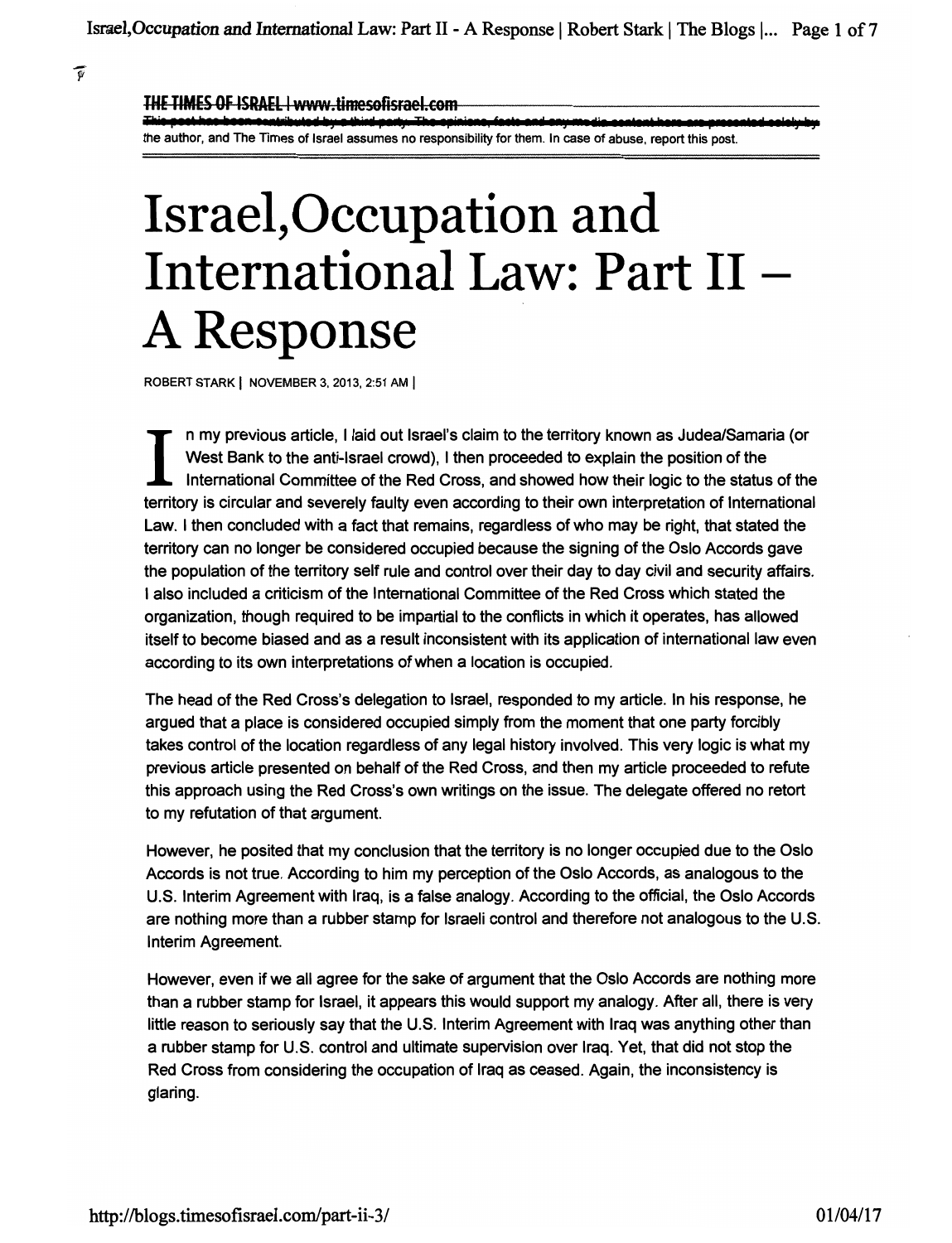**THE TIMES OF ISRAEL | www.timesofisrael.com**

This post has been contributed by a third party. The opinions, facts and any media content here are presented solely by the author, and The Times of Israel assumes no responsibility for them. In case of abuse, report this post.

# Israel,Occupation and International Law: Part II – A Response

ROBERT STARK | NOVEMBER 3, 2013, 2:51 AM |

In my previous article, I laid out Israel's claim to the territory known as Judea/Samaria (or West Bank to the anti-Israel crowd), I then proceeded to explain the position of the International Committee of the Red Cross, and showed how their logic to the status of the territory is circular and severely faulty even according to their own interpretation of International Law. I then concluded with a fact that remains, regardless of who may be right, that stated the territory can no longer be considered occupied because the signing of the Oslo Accords gave the population of the territory self rule and control over their day to day civil and security affairs. I also included a criticism of the International Committee of the Red Cross which stated the organization, though required to be impartial to the conflicts in which it operates, has allowed itself to become biased and as a result inconsistent with its application of international law even according to its own interpretations of when a location is occupied.

The head of the Red Cross's delegation to Israel, responded to my article. In his response, he argued that a place is considered occupied simply from the moment that one party forcibly takes control of the location regardless of any legal history involved. This very logic is what my previous article presented on behalf of the Red Cross, and then my article proceeded to refute this approach using the Red Cross's own writings on the issue. The delegate offered no retort to my refutation of that argument.

However, he posited that my conclusion that the territory is no longer occupied due to the Oslo Accords is not true. According to him my perception of the Oslo Accords, as analogous to the U.S. Interim Agreement with Iraq, is a false analogy. According to the official, the Oslo Accords are nothing more than a rubber stamp for Israeli control and therefore not analogous to the U.S. Interim Agreement.

However, even if we all agree for the sake of argument that the Oslo Accords are nothing more than a rubber stamp for Israel, it appears this would support my analogy. After all, there is very little reason to seriously say that the U.S. Interim Agreement with Iraq was anything other than a rubber stamp for U.S. control and ultimate supervision over Iraq. Yet, that did not stop the Red Cross from considering the occupation of Iraq as ceased. Again, the inconsistency is glaring.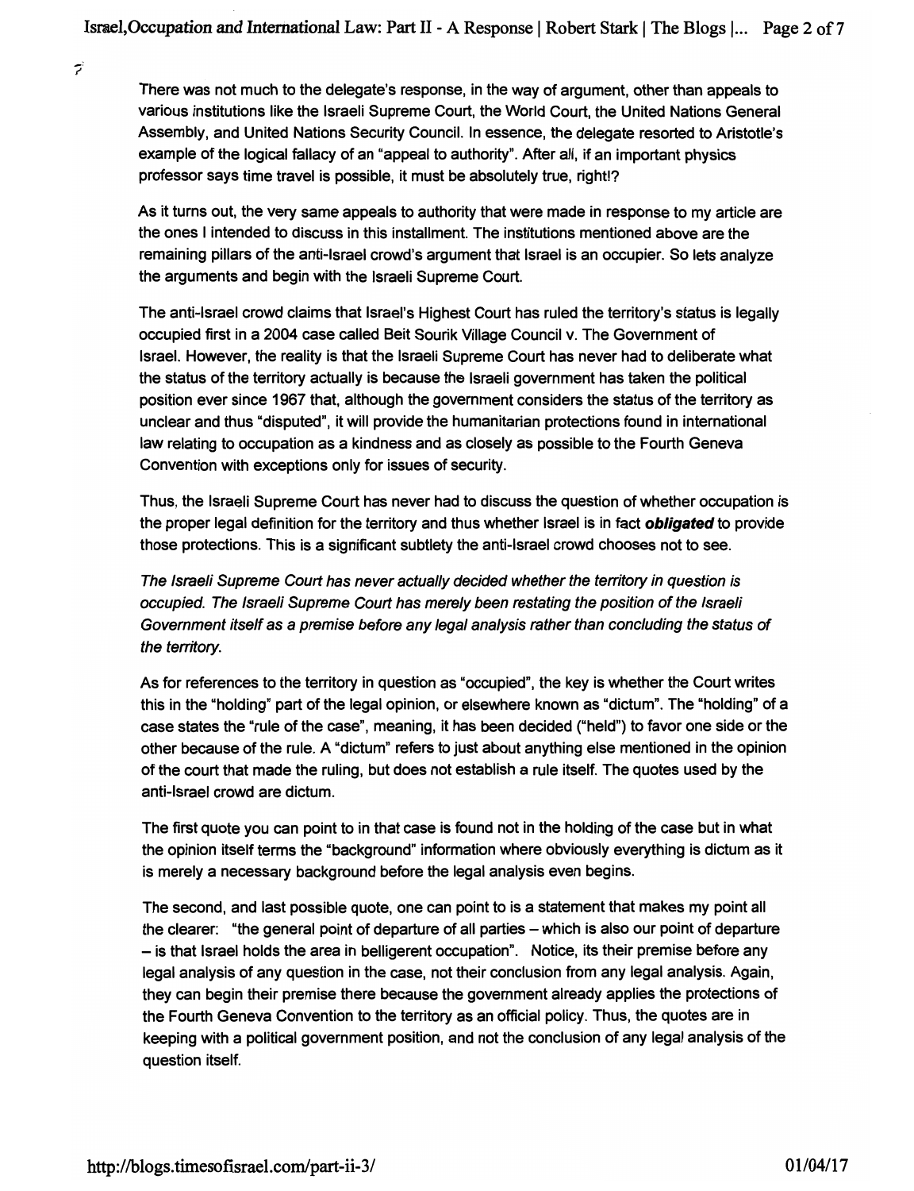There was not much to the delegate's response, in the way of argument, other than appeals to various institutions like the Israeli Supreme Court, the World Court, the United Nations General Assembly, and United Nations Security Council. In essence, the delegate resorted to Aristotle's example of the logical fallacy of an "appeal to authority". After all, if an important physics professor says time travel is possible, it must be absolutely true, right!?

As it turns out, the very same appeals to authority that were made in response to my article are the ones I intended to discuss in this installment. The institutions mentioned above are the remaining pillars of the anti-Israel crowd's argument that Israel is an occupier. So lets analyze the arguments and begin with the Israeli Supreme Court.

The anti-Israel crowd claims that Israel's Highest Court has ruled the territory's status is legally occupied first in a 2004 case called Beit Sourik Village Council v. The Government of Israel. However, the reality is that the Israeli Supreme Court has never had to deliberate what the status of the territory actually is because the Israeli government has taken the political position ever since 1967 that, although the government considers the status of the territory as unclear and thus "disputed", it will provide the humanitarian protections found in international law relating to occupation as a kindness and as closely as possible to the Fourth Geneva Convention with exceptions only for issues of security.

Thus, the Israeli Supreme Court has never had to discuss the question of whether occupation is the proper legal definition for the territory and thus whether Israel is in fact ***obligated*** to provide those protections. This is a significant subtlety the anti-Israel crowd chooses not to see.

*The Israeli Supreme Court has never actually decided whether the territory in question is occupied. The Israeli Supreme Court has merely been restating the position of the Israeli Government itself as a premise before any legal analysis rather than concluding the status of the territory.*

As for references to the territory in question as "occupied", the key is whether the Court writes this in the "holding" part of the legal opinion, or elsewhere known as "dictum". The "holding" of a case states the "rule of the case", meaning, it has been decided ("held") to favor one side or the other because of the rule. A "dictum" refers to just about anything else mentioned in the opinion of the court that made the ruling, but does not establish a rule itself. The quotes used by the anti-Israel crowd are dictum.

The first quote you can point to in that case is found not in the holding of the case but in what the opinion itself terms the "background" information where obviously everything is dictum as it is merely a necessary background before the legal analysis even begins.

The second, and last possible quote, one can point to is a statement that makes my point all the clearer: "the general point of departure of all parties – which is also our point of departure – is that Israel holds the area in belligerent occupation". Notice, its their premise before any legal analysis of any question in the case, not their conclusion from any legal analysis. Again, they can begin their premise there because the government already applies the protections of the Fourth Geneva Convention to the territory as an official policy. Thus, the quotes are in keeping with a political government position, and not the conclusion of any legal analysis of the question itself.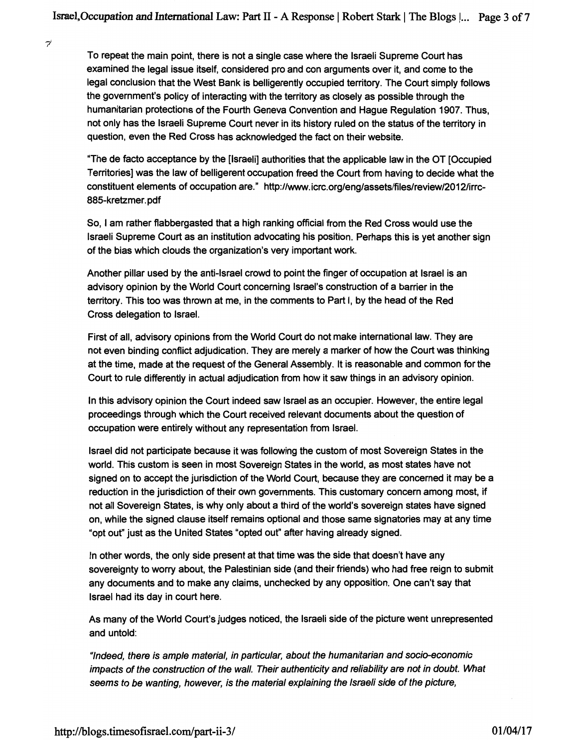To repeat the main point, there is not a single case where the Israeli Supreme Court has examined the legal issue itself, considered pro and con arguments over it, and come to the legal conclusion that the West Bank is belligerently occupied territory. The Court simply follows the government's policy of interacting with the territory as closely as possible through the humanitarian protections of the Fourth Geneva Convention and Hague Regulation 1907. Thus, not only has the Israeli Supreme Court never in its history ruled on the status of the territory in question, even the Red Cross has acknowledged the fact on their website.

"The de facto acceptance by the [Israeli] authorities that the applicable law in the OT [Occupied Territories] was the law of belligerent occupation freed the Court from having to decide what the constituent elements of occupation are." http://www.icrc.org/eng/assets/files/review/2012/irrc-885-kretzmer.pdf

So, I am rather flabbergasted that a high ranking official from the Red Cross would use the Israeli Supreme Court as an institution advocating his position. Perhaps this is yet another sign of the bias which clouds the organization's very important work.

Another pillar used by the anti-Israel crowd to point the finger of occupation at Israel is an advisory opinion by the World Court concerning Israel's construction of a barrier in the territory. This too was thrown at me, in the comments to Part I, by the head of the Red Cross delegation to Israel.

First of all, advisory opinions from the World Court do not make international law. They are not even binding conflict adjudication. They are merely a marker of how the Court was thinking at the time, made at the request of the General Assembly. It is reasonable and common for the Court to rule differently in actual adjudication from how it saw things in an advisory opinion.

In this advisory opinion the Court indeed saw Israel as an occupier. However, the entire legal proceedings through which the Court received relevant documents about the question of occupation were entirely without any representation from Israel.

Israel did not participate because it was following the custom of most Sovereign States in the world. This custom is seen in most Sovereign States in the world, as most states have not signed on to accept the jurisdiction of the World Court, because they are concerned it may be a reduction in the jurisdiction of their own governments. This customary concern among most, if not all Sovereign States, is why only about a third of the world's sovereign states have signed on, while the signed clause itself remains optional and those same signatories may at any time "opt out" just as the United States "opted out" after having already signed.

In other words, the only side present at that time was the side that doesn't have any sovereignty to worry about, the Palestinian side (and their friends) who had free reign to submit any documents and to make any claims, unchecked by any opposition. One can't say that Israel had its day in court here.

As many of the World Court's judges noticed, the Israeli side of the picture went unrepresented and untold:

*"Indeed, there is ample material, in particular, about the humanitarian and socio-economic impacts of the construction of the wall. Their authenticity and reliability are not in doubt. What seems to be wanting, however, is the material explaining the Israeli side of the picture,*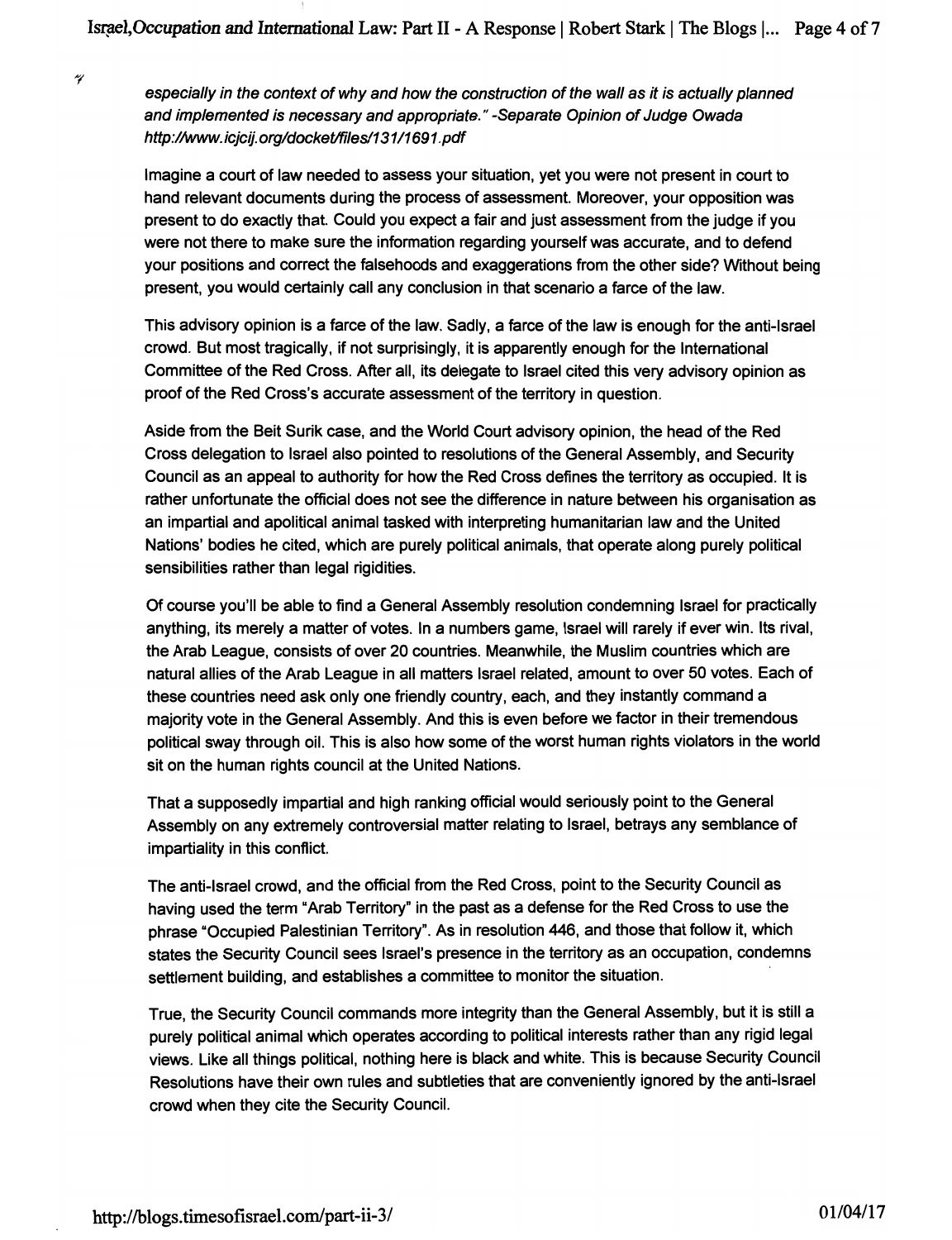*especially in the context of why and how the construction of the wall as it is actually planned and implemented is necessary and appropriate." -Separate Opinion of Judge Owada http://www.icjcij.org/docket/files/131/1691.pdf*

Imagine a court of law needed to assess your situation, yet you were not present in court to hand relevant documents during the process of assessment. Moreover, your opposition was present to do exactly that. Could you expect a fair and just assessment from the judge if you were not there to make sure the information regarding yourself was accurate, and to defend your positions and correct the falsehoods and exaggerations from the other side? Without being present, you would certainly call any conclusion in that scenario a farce of the law.

This advisory opinion is a farce of the law. Sadly, a farce of the law is enough for the anti-Israel crowd. But most tragically, if not surprisingly, it is apparently enough for the International Committee of the Red Cross. After all, its delegate to Israel cited this very advisory opinion as proof of the Red Cross's accurate assessment of the territory in question.

Aside from the Beit Surik case, and the World Court advisory opinion, the head of the Red Cross delegation to Israel also pointed to resolutions of the General Assembly, and Security Council as an appeal to authority for how the Red Cross defines the territory as occupied. It is rather unfortunate the official does not see the difference in nature between his organisation as an impartial and apolitical animal tasked with interpreting humanitarian law and the United Nations' bodies he cited, which are purely political animals, that operate along purely political sensibilities rather than legal rigidities.

Of course you'll be able to find a General Assembly resolution condemning Israel for practically anything, its merely a matter of votes. In a numbers game, Israel will rarely if ever win. Its rival, the Arab League, consists of over 20 countries. Meanwhile, the Muslim countries which are natural allies of the Arab League in all matters Israel related, amount to over 50 votes. Each of these countries need ask only one friendly country, each, and they instantly command a majority vote in the General Assembly. And this is even before we factor in their tremendous political sway through oil. This is also how some of the worst human rights violators in the world sit on the human rights council at the United Nations.

That a supposedly impartial and high ranking official would seriously point to the General Assembly on any extremely controversial matter relating to Israel, betrays any semblance of impartiality in this conflict.

The anti-Israel crowd, and the official from the Red Cross, point to the Security Council as having used the term "Arab Territory" in the past as a defense for the Red Cross to use the phrase "Occupied Palestinian Territory". As in resolution 446, and those that follow it, which states the Security Council sees Israel's presence in the territory as an occupation, condemns settlement building, and establishes a committee to monitor the situation.

True, the Security Council commands more integrity than the General Assembly, but it is still a purely political animal which operates according to political interests rather than any rigid legal views. Like all things political, nothing here is black and white. This is because Security Council Resolutions have their own rules and subtleties that are conveniently ignored by the anti-Israel crowd when they cite the Security Council.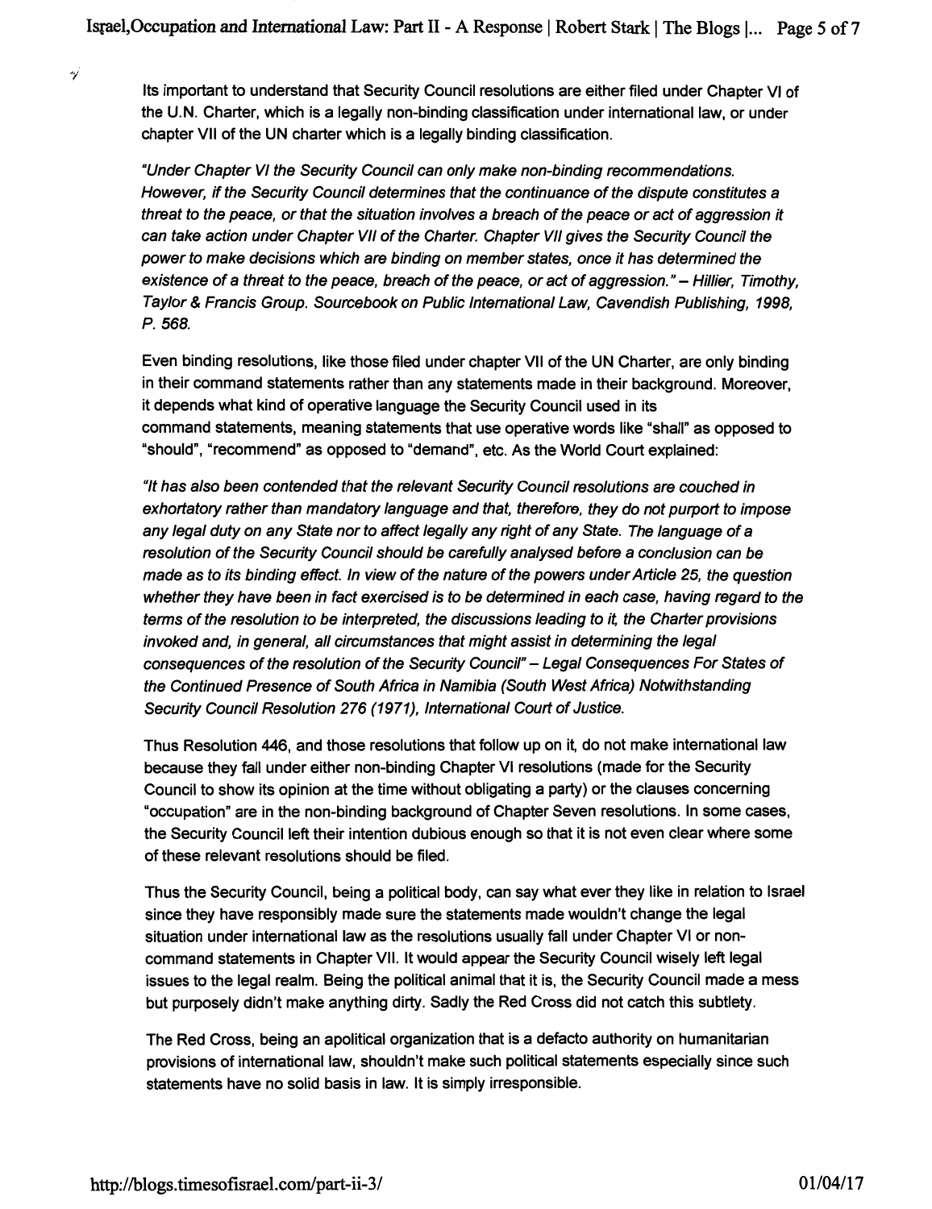Its important to understand that Security Council resolutions are either filed under Chapter VI of the U.N. Charter, which is a legally non-binding classification under international law, or under chapter VII of the UN charter which is a legally binding classification.

*"Under Chapter VI the Security Council can only make non-binding recommendations. However, if the Security Council determines that the continuance of the dispute constitutes a threat to the peace, or that the situation involves a breach of the peace or act of aggression it can take action under Chapter VII of the Charter. Chapter VII gives the Security Council the power to make decisions which are binding on member states, once it has determined the existence of a threat to the peace, breach of the peace, or act of aggression." – Hillier, Timothy, Taylor & Francis Group. Sourcebook on Public International Law, Cavendish Publishing, 1998, P. 568.*

Even binding resolutions, like those filed under chapter VII of the UN Charter, are only binding in their command statements rather than any statements made in their background. Moreover, it depends what kind of operative language the Security Council used in its command statements, meaning statements that use operative words like "shall" as opposed to "should", "recommend" as opposed to "demand", etc. As the World Court explained:

*"It has also been contended that the relevant Security Council resolutions are couched in exhortatory rather than mandatory language and that, therefore, they do not purport to impose any legal duty on any State nor to affect legally any right of any State. The language of a resolution of the Security Council should be carefully analysed before a conclusion can be made as to its binding effect. In view of the nature of the powers under Article 25, the question whether they have been in fact exercised is to be determined in each case, having regard to the terms of the resolution to be interpreted, the discussions leading to it, the Charter provisions invoked and, in general, all circumstances that might assist in determining the legal consequences of the resolution of the Security Council" – Legal Consequences For States of the Continued Presence of South Africa in Namibia (South West Africa) Notwithstanding Security Council Resolution 276 (1971), International Court of Justice.*

Thus Resolution 446, and those resolutions that follow up on it, do not make international law because they fall under either non-binding Chapter VI resolutions (made for the Security Council to show its opinion at the time without obligating a party) or the clauses concerning "occupation" are in the non-binding background of Chapter Seven resolutions. In some cases, the Security Council left their intention dubious enough so that it is not even clear where some of these relevant resolutions should be filed.

Thus the Security Council, being a political body, can say what ever they like in relation to Israel since they have responsibly made sure the statements made wouldn't change the legal situation under international law as the resolutions usually fall under Chapter VI or non-command statements in Chapter VII. It would appear the Security Council wisely left legal issues to the legal realm. Being the political animal that it is, the Security Council made a mess but purposely didn't make anything dirty. Sadly the Red Cross did not catch this subtlety.

The Red Cross, being an apolitical organization that is a defacto authority on humanitarian provisions of international law, shouldn't make such political statements especially since such statements have no solid basis in law. It is simply irresponsible.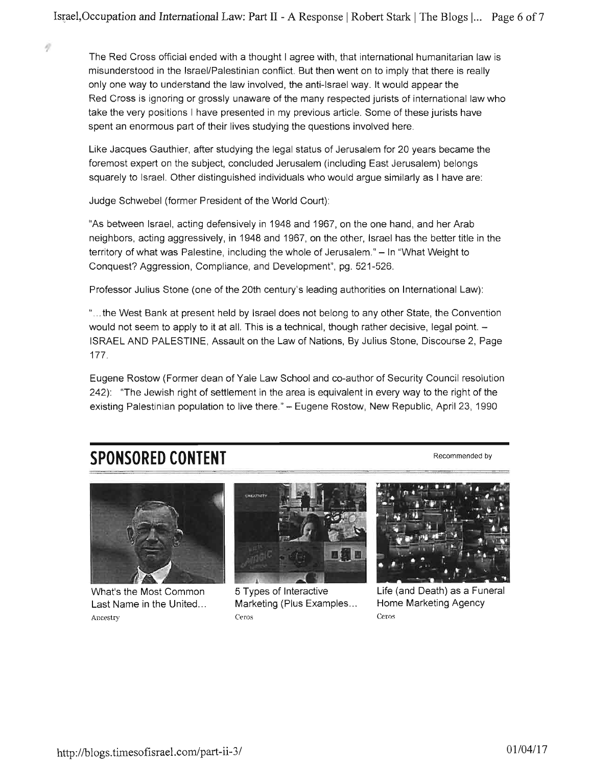The Red Cross official ended with a thought I agree with, that international humanitarian law is misunderstood in the Israel/Palestinian conflict. But then went on to imply that there is really only one way to understand the law involved, the anti-Israel way. It would appear the Red Cross is ignoring or grossly unaware of the many respected jurists of international law who take the very positions I have presented in my previous article. Some of these jurists have spent an enormous part of their lives studying the questions involved here.

Like Jacques Gauthier, after studying the legal status of Jerusalem for 20 years became the foremost expert on the subject, concluded Jerusalem (including East Jerusalem) belongs squarely to Israel. Other distinguished individuals who would argue similarly as I have are:

Judge Schwebel (former President of the World Court):

"As between Israel, acting defensively in 1948 and 1967, on the one hand, and her Arab neighbors, acting aggressively, in 1948 and 1967, on the other, Israel has the better title in the territory of what was Palestine, including the whole of Jerusalem." – In "What Weight to Conquest? Aggression, Compliance, and Development", pg. 521-526.

Professor Julius Stone (one of the 20th century's leading authorities on International Law):

"…the West Bank at present held by Israel does not belong to any other State, the Convention would not seem to apply to it at all. This is a technical, though rather decisive, legal point. – ISRAEL AND PALESTINE, Assault on the Law of Nations, By Julius Stone, Discourse 2, Page 177.

Eugene Rostow (Former dean of Yale Law School and co-author of Security Council resolution 242): "The Jewish right of settlement in the area is equivalent in every way to the right of the existing Palestinian population to live there." – Eugene Rostow, New Republic, April 23, 1990

## SPONSORED CONTENT

Recommended by

What's the Most Common Last Name in the United…
Ancestry

5 Types of Interactive Marketing (Plus Examples…
Ceros

Life (and Death) as a Funeral Home Marketing Agency
Ceros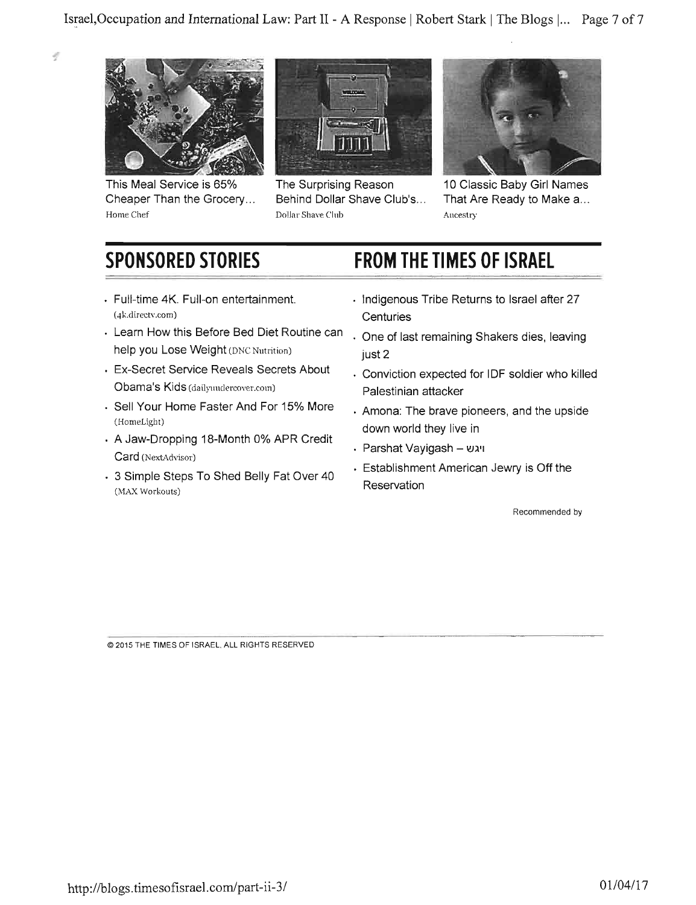This Meal Service is 65% Cheaper Than the Grocery...
Home Chef

The Surprising Reason Behind Dollar Shave Club's...
Dollar Shave Club

10 Classic Baby Girl Names That Are Ready to Make a...
Ancestry

## SPONSORED STORIES

- Full-time 4K. Full-on entertainment. (4k.directv.com)
- Learn How this Before Bed Diet Routine can help you Lose Weight (DNC Nutrition)
- Ex-Secret Service Reveals Secrets About Obama's Kids (dailyundercover.com)
- Sell Your Home Faster And For 15% More (HomeLight)
- A Jaw-Dropping 18-Month 0% APR Credit Card (NextAdvisor)
- 3 Simple Steps To Shed Belly Fat Over 40 (MAX Workouts)

## FROM THE TIMES OF ISRAEL

- Indigenous Tribe Returns to Israel after 27 Centuries
- One of last remaining Shakers dies, leaving just 2
- Conviction expected for IDF soldier who killed Palestinian attacker
- Amona: The brave pioneers, and the upside down world they live in
- Parshat Vayigash – ויגש
- Establishment American Jewry is Off the Reservation

Recommended by

© 2015 THE TIMES OF ISRAEL, ALL RIGHTS RESERVED